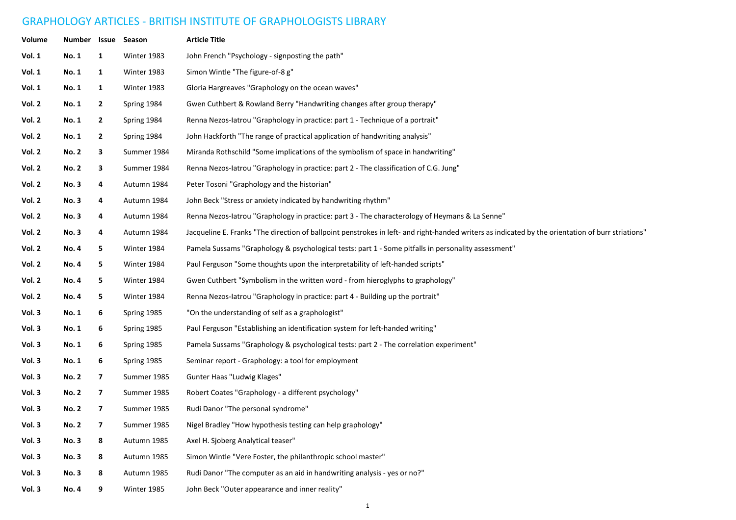# GRAPHOLOGY ARTICLES - BRITISH INSTITUTE OF GRAPHOLOGISTS LIBRARY

| Volume | Number | Issue | Season | Article Title |
|---|---|---|---|---|
| **Vol. 1** | **No. 1** | **1** | Winter 1983 | John French "Psychology - signposting the path" |
| **Vol. 1** | **No. 1** | **1** | Winter 1983 | Simon Wintle "The figure-of-8 g" |
| **Vol. 1** | **No. 1** | **1** | Winter 1983 | Gloria Hargreaves "Graphology on the ocean waves" |
| **Vol. 2** | **No. 1** | **2** | Spring 1984 | Gwen Cuthbert & Rowland Berry "Handwriting changes after group therapy" |
| **Vol. 2** | **No. 1** | **2** | Spring 1984 | Renna Nezos-Iatrou "Graphology in practice: part 1 - Technique of a portrait" |
| **Vol. 2** | **No. 1** | **2** | Spring 1984 | John Hackforth "The range of practical application of handwriting analysis" |
| **Vol. 2** | **No. 2** | **3** | Summer 1984 | Miranda Rothschild "Some implications of the symbolism of space in handwriting" |
| **Vol. 2** | **No. 2** | **3** | Summer 1984 | Renna Nezos-Iatrou "Graphology in practice: part 2 - The classification of C.G. Jung" |
| **Vol. 2** | **No. 3** | **4** | Autumn 1984 | Peter Tosoni "Graphology and the historian" |
| **Vol. 2** | **No. 3** | **4** | Autumn 1984 | John Beck "Stress or anxiety indicated by handwriting rhythm" |
| **Vol. 2** | **No. 3** | **4** | Autumn 1984 | Renna Nezos-Iatrou "Graphology in practice: part 3 - The characterology of Heymans & La Senne" |
| **Vol. 2** | **No. 3** | **4** | Autumn 1984 | Jacqueline E. Franks "The direction of ballpoint penstrokes in left- and right-handed writers as indicated by the orientation of burr striations" |
| **Vol. 2** | **No. 4** | **5** | Winter 1984 | Pamela Sussams "Graphology & psychological tests: part 1 - Some pitfalls in personality assessment" |
| **Vol. 2** | **No. 4** | **5** | Winter 1984 | Paul Ferguson "Some thoughts upon the interpretability of left-handed scripts" |
| **Vol. 2** | **No. 4** | **5** | Winter 1984 | Gwen Cuthbert "Symbolism in the written word - from hieroglyphs to graphology" |
| **Vol. 2** | **No. 4** | **5** | Winter 1984 | Renna Nezos-Iatrou "Graphology in practice: part 4 - Building up the portrait" |
| **Vol. 3** | **No. 1** | **6** | Spring 1985 | "On the understanding of self as a graphologist" |
| **Vol. 3** | **No. 1** | **6** | Spring 1985 | Paul Ferguson "Establishing an identification system for left-handed writing" |
| **Vol. 3** | **No. 1** | **6** | Spring 1985 | Pamela Sussams "Graphology & psychological tests: part 2 - The correlation experiment" |
| **Vol. 3** | **No. 1** | **6** | Spring 1985 | Seminar report - Graphology: a tool for employment |
| **Vol. 3** | **No. 2** | **7** | Summer 1985 | Gunter Haas "Ludwig Klages" |
| **Vol. 3** | **No. 2** | **7** | Summer 1985 | Robert Coates "Graphology - a different psychology" |
| **Vol. 3** | **No. 2** | **7** | Summer 1985 | Rudi Danor "The personal syndrome" |
| **Vol. 3** | **No. 2** | **7** | Summer 1985 | Nigel Bradley "How hypothesis testing can help graphology" |
| **Vol. 3** | **No. 3** | **8** | Autumn 1985 | Axel H. Sjoberg Analytical teaser" |
| **Vol. 3** | **No. 3** | **8** | Autumn 1985 | Simon Wintle "Vere Foster, the philanthropic school master" |
| **Vol. 3** | **No. 3** | **8** | Autumn 1985 | Rudi Danor "The computer as an aid in handwriting analysis - yes or no?" |
| **Vol. 3** | **No. 4** | **9** | Winter 1985 | John Beck "Outer appearance and inner reality" |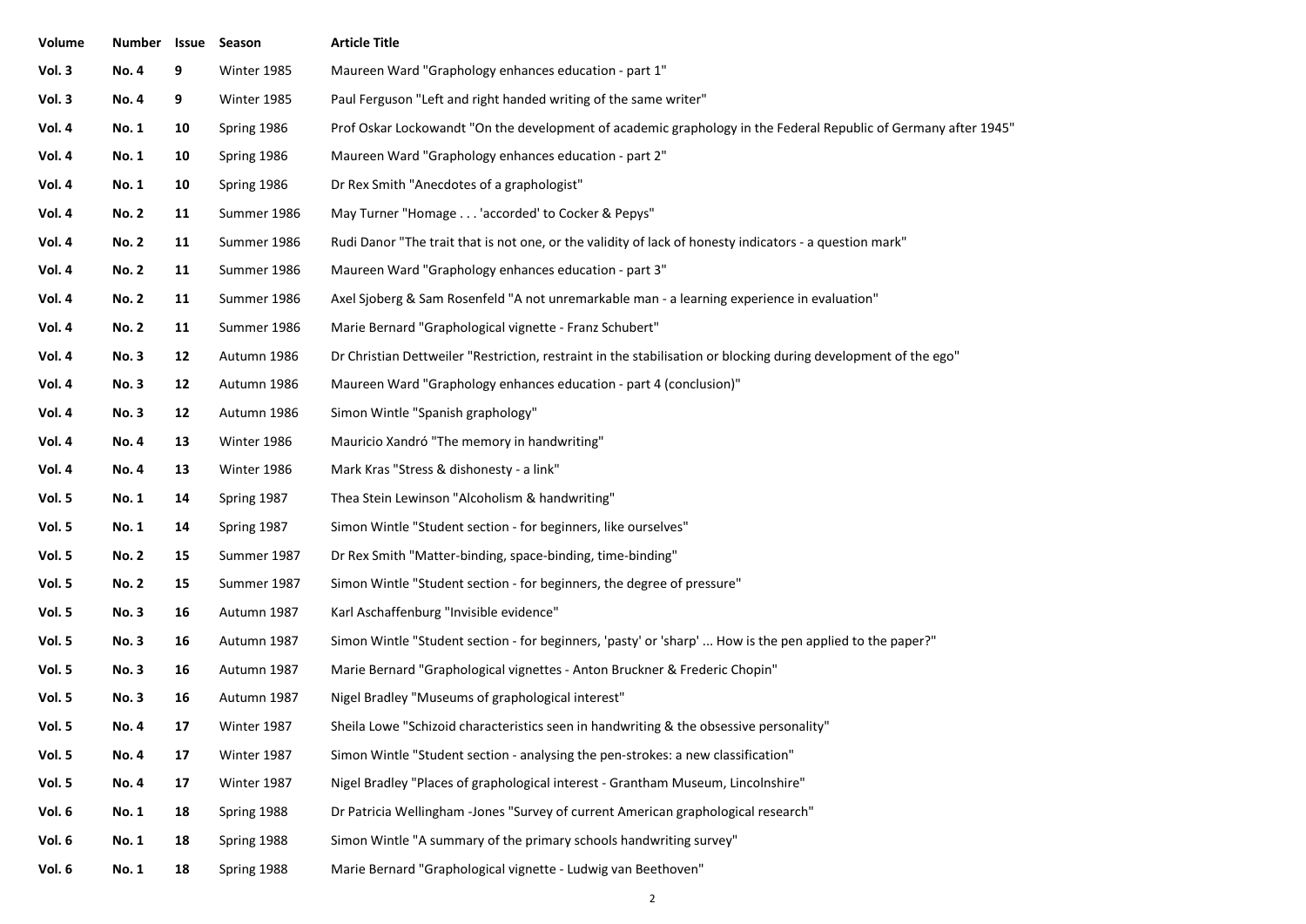| Volume | Number | Issue | Season | Article Title |
|---|---|---|---|---|
| **Vol. 3** | **No. 4** | **9** | Winter 1985 | Maureen Ward "Graphology enhances education - part 1" |
| **Vol. 3** | **No. 4** | **9** | Winter 1985 | Paul Ferguson "Left and right handed writing of the same writer" |
| **Vol. 4** | **No. 1** | **10** | Spring 1986 | Prof Oskar Lockowandt "On the development of academic graphology in the Federal Republic of Germany after 1945" |
| **Vol. 4** | **No. 1** | **10** | Spring 1986 | Maureen Ward "Graphology enhances education - part 2" |
| **Vol. 4** | **No. 1** | **10** | Spring 1986 | Dr Rex Smith "Anecdotes of a graphologist" |
| **Vol. 4** | **No. 2** | **11** | Summer 1986 | May Turner "Homage . . . 'accorded' to Cocker & Pepys" |
| **Vol. 4** | **No. 2** | **11** | Summer 1986 | Rudi Danor "The trait that is not one, or the validity of lack of honesty indicators - a question mark" |
| **Vol. 4** | **No. 2** | **11** | Summer 1986 | Maureen Ward "Graphology enhances education - part 3" |
| **Vol. 4** | **No. 2** | **11** | Summer 1986 | Axel Sjoberg & Sam Rosenfeld "A not unremarkable man - a learning experience in evaluation" |
| **Vol. 4** | **No. 2** | **11** | Summer 1986 | Marie Bernard "Graphological vignette - Franz Schubert" |
| **Vol. 4** | **No. 3** | **12** | Autumn 1986 | Dr Christian Dettweiler "Restriction, restraint in the stabilisation or blocking during development of the ego" |
| **Vol. 4** | **No. 3** | **12** | Autumn 1986 | Maureen Ward "Graphology enhances education - part 4 (conclusion)" |
| **Vol. 4** | **No. 3** | **12** | Autumn 1986 | Simon Wintle "Spanish graphology" |
| **Vol. 4** | **No. 4** | **13** | Winter 1986 | Mauricio Xandró "The memory in handwriting" |
| **Vol. 4** | **No. 4** | **13** | Winter 1986 | Mark Kras "Stress & dishonesty - a link" |
| **Vol. 5** | **No. 1** | **14** | Spring 1987 | Thea Stein Lewinson "Alcoholism & handwriting" |
| **Vol. 5** | **No. 1** | **14** | Spring 1987 | Simon Wintle "Student section - for beginners, like ourselves" |
| **Vol. 5** | **No. 2** | **15** | Summer 1987 | Dr Rex Smith "Matter-binding, space-binding, time-binding" |
| **Vol. 5** | **No. 2** | **15** | Summer 1987 | Simon Wintle "Student section - for beginners, the degree of pressure" |
| **Vol. 5** | **No. 3** | **16** | Autumn 1987 | Karl Aschaffenburg "Invisible evidence" |
| **Vol. 5** | **No. 3** | **16** | Autumn 1987 | Simon Wintle "Student section - for beginners, 'pasty' or 'sharp' ... How is the pen applied to the paper?" |
| **Vol. 5** | **No. 3** | **16** | Autumn 1987 | Marie Bernard "Graphological vignettes - Anton Bruckner & Frederic Chopin" |
| **Vol. 5** | **No. 3** | **16** | Autumn 1987 | Nigel Bradley "Museums of graphological interest" |
| **Vol. 5** | **No. 4** | **17** | Winter 1987 | Sheila Lowe "Schizoid characteristics seen in handwriting & the obsessive personality" |
| **Vol. 5** | **No. 4** | **17** | Winter 1987 | Simon Wintle "Student section - analysing the pen-strokes: a new classification" |
| **Vol. 5** | **No. 4** | **17** | Winter 1987 | Nigel Bradley "Places of graphological interest - Grantham Museum, Lincolnshire" |
| **Vol. 6** | **No. 1** | **18** | Spring 1988 | Dr Patricia Wellingham -Jones "Survey of current American graphological research" |
| **Vol. 6** | **No. 1** | **18** | Spring 1988 | Simon Wintle "A summary of the primary schools handwriting survey" |
| **Vol. 6** | **No. 1** | **18** | Spring 1988 | Marie Bernard "Graphological vignette - Ludwig van Beethoven" |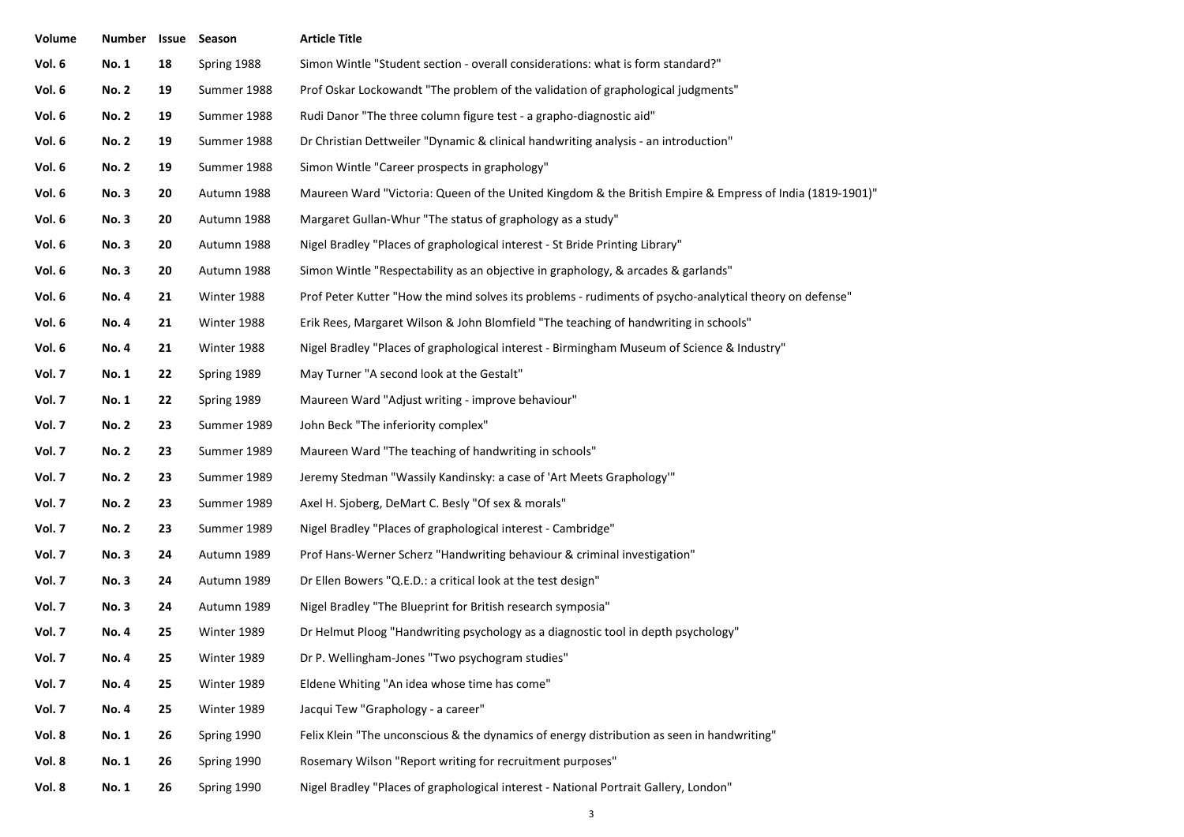| Volume | Number | Issue | Season | Article Title |
|---|---|---|---|---|
| **Vol. 6** | **No. 1** | **18** | Spring 1988 | Simon Wintle "Student section - overall considerations: what is form standard?" |
| **Vol. 6** | **No. 2** | **19** | Summer 1988 | Prof Oskar Lockowandt "The problem of the validation of graphological judgments" |
| **Vol. 6** | **No. 2** | **19** | Summer 1988 | Rudi Danor "The three column figure test - a grapho-diagnostic aid" |
| **Vol. 6** | **No. 2** | **19** | Summer 1988 | Dr Christian Dettweiler "Dynamic & clinical handwriting analysis - an introduction" |
| **Vol. 6** | **No. 2** | **19** | Summer 1988 | Simon Wintle "Career prospects in graphology" |
| **Vol. 6** | **No. 3** | **20** | Autumn 1988 | Maureen Ward "Victoria: Queen of the United Kingdom & the British Empire & Empress of India (1819-1901)" |
| **Vol. 6** | **No. 3** | **20** | Autumn 1988 | Margaret Gullan-Whur "The status of graphology as a study" |
| **Vol. 6** | **No. 3** | **20** | Autumn 1988 | Nigel Bradley "Places of graphological interest - St Bride Printing Library" |
| **Vol. 6** | **No. 3** | **20** | Autumn 1988 | Simon Wintle "Respectability as an objective in graphology, & arcades & garlands" |
| **Vol. 6** | **No. 4** | **21** | Winter 1988 | Prof Peter Kutter "How the mind solves its problems - rudiments of psycho-analytical theory on defense" |
| **Vol. 6** | **No. 4** | **21** | Winter 1988 | Erik Rees, Margaret Wilson & John Blomfield "The teaching of handwriting in schools" |
| **Vol. 6** | **No. 4** | **21** | Winter 1988 | Nigel Bradley "Places of graphological interest - Birmingham Museum of Science & Industry" |
| **Vol. 7** | **No. 1** | **22** | Spring 1989 | May Turner "A second look at the Gestalt" |
| **Vol. 7** | **No. 1** | **22** | Spring 1989 | Maureen Ward "Adjust writing - improve behaviour" |
| **Vol. 7** | **No. 2** | **23** | Summer 1989 | John Beck "The inferiority complex" |
| **Vol. 7** | **No. 2** | **23** | Summer 1989 | Maureen Ward "The teaching of handwriting in schools" |
| **Vol. 7** | **No. 2** | **23** | Summer 1989 | Jeremy Stedman "Wassily Kandinsky: a case of 'Art Meets Graphology'" |
| **Vol. 7** | **No. 2** | **23** | Summer 1989 | Axel H. Sjoberg, DeMart C. Besly "Of sex & morals" |
| **Vol. 7** | **No. 2** | **23** | Summer 1989 | Nigel Bradley "Places of graphological interest - Cambridge" |
| **Vol. 7** | **No. 3** | **24** | Autumn 1989 | Prof Hans-Werner Scherz "Handwriting behaviour & criminal investigation" |
| **Vol. 7** | **No. 3** | **24** | Autumn 1989 | Dr Ellen Bowers "Q.E.D.: a critical look at the test design" |
| **Vol. 7** | **No. 3** | **24** | Autumn 1989 | Nigel Bradley "The Blueprint for British research symposia" |
| **Vol. 7** | **No. 4** | **25** | Winter 1989 | Dr Helmut Ploog "Handwriting psychology as a diagnostic tool in depth psychology" |
| **Vol. 7** | **No. 4** | **25** | Winter 1989 | Dr P. Wellingham-Jones "Two psychogram studies" |
| **Vol. 7** | **No. 4** | **25** | Winter 1989 | Eldene Whiting "An idea whose time has come" |
| **Vol. 7** | **No. 4** | **25** | Winter 1989 | Jacqui Tew "Graphology - a career" |
| **Vol. 8** | **No. 1** | **26** | Spring 1990 | Felix Klein "The unconscious & the dynamics of energy distribution as seen in handwriting" |
| **Vol. 8** | **No. 1** | **26** | Spring 1990 | Rosemary Wilson "Report writing for recruitment purposes" |
| **Vol. 8** | **No. 1** | **26** | Spring 1990 | Nigel Bradley "Places of graphological interest - National Portrait Gallery, London" |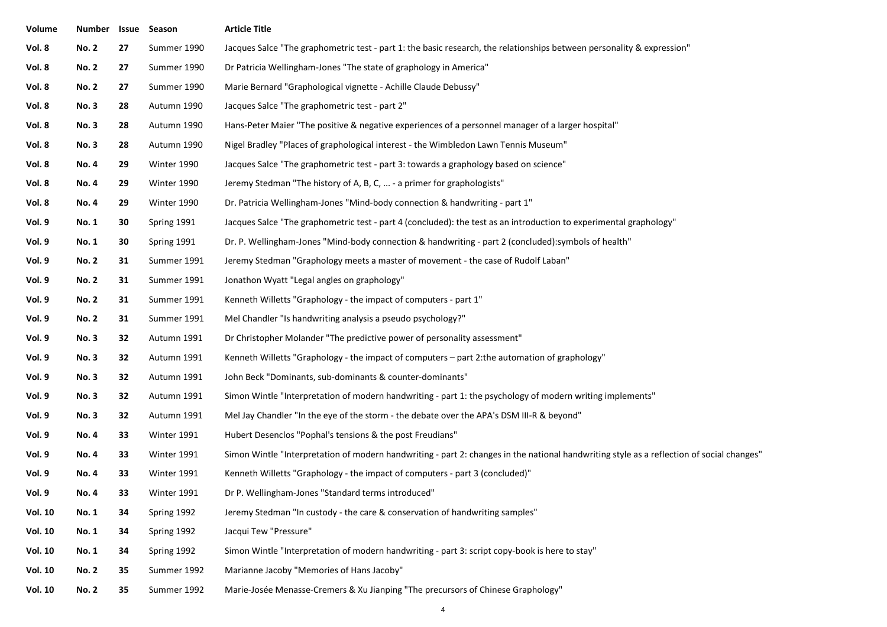| Volume | Number | Issue | Season | Article Title |
|---|---|---|---|---|
| **Vol. 8** | **No. 2** | **27** | Summer 1990 | Jacques Salce "The graphometric test - part 1: the basic research, the relationships between personality & expression" |
| **Vol. 8** | **No. 2** | **27** | Summer 1990 | Dr Patricia Wellingham-Jones "The state of graphology in America" |
| **Vol. 8** | **No. 2** | **27** | Summer 1990 | Marie Bernard "Graphological vignette - Achille Claude Debussy" |
| **Vol. 8** | **No. 3** | **28** | Autumn 1990 | Jacques Salce "The graphometric test - part 2" |
| **Vol. 8** | **No. 3** | **28** | Autumn 1990 | Hans-Peter Maier "The positive & negative experiences of a personnel manager of a larger hospital" |
| **Vol. 8** | **No. 3** | **28** | Autumn 1990 | Nigel Bradley "Places of graphological interest - the Wimbledon Lawn Tennis Museum" |
| **Vol. 8** | **No. 4** | **29** | Winter 1990 | Jacques Salce "The graphometric test - part 3: towards a graphology based on science" |
| **Vol. 8** | **No. 4** | **29** | Winter 1990 | Jeremy Stedman "The history of A, B, C, ... - a primer for graphologists" |
| **Vol. 8** | **No. 4** | **29** | Winter 1990 | Dr. Patricia Wellingham-Jones "Mind-body connection & handwriting - part 1" |
| **Vol. 9** | **No. 1** | **30** | Spring 1991 | Jacques Salce "The graphometric test - part 4 (concluded): the test as an introduction to experimental graphology" |
| **Vol. 9** | **No. 1** | **30** | Spring 1991 | Dr. P. Wellingham-Jones "Mind-body connection & handwriting - part 2 (concluded):symbols of health" |
| **Vol. 9** | **No. 2** | **31** | Summer 1991 | Jeremy Stedman "Graphology meets a master of movement - the case of Rudolf Laban" |
| **Vol. 9** | **No. 2** | **31** | Summer 1991 | Jonathon Wyatt "Legal angles on graphology" |
| **Vol. 9** | **No. 2** | **31** | Summer 1991 | Kenneth Willetts "Graphology - the impact of computers - part 1" |
| **Vol. 9** | **No. 2** | **31** | Summer 1991 | Mel Chandler "Is handwriting analysis a pseudo psychology?" |
| **Vol. 9** | **No. 3** | **32** | Autumn 1991 | Dr Christopher Molander "The predictive power of personality assessment" |
| **Vol. 9** | **No. 3** | **32** | Autumn 1991 | Kenneth Willetts "Graphology - the impact of computers – part 2:the automation of graphology" |
| **Vol. 9** | **No. 3** | **32** | Autumn 1991 | John Beck "Dominants, sub-dominants & counter-dominants" |
| **Vol. 9** | **No. 3** | **32** | Autumn 1991 | Simon Wintle "Interpretation of modern handwriting - part 1: the psychology of modern writing implements" |
| **Vol. 9** | **No. 3** | **32** | Autumn 1991 | Mel Jay Chandler "In the eye of the storm - the debate over the APA's DSM III-R & beyond" |
| **Vol. 9** | **No. 4** | **33** | Winter 1991 | Hubert Desenclos "Pophal's tensions & the post Freudians" |
| **Vol. 9** | **No. 4** | **33** | Winter 1991 | Simon Wintle "Interpretation of modern handwriting - part 2: changes in the national handwriting style as a reflection of social changes" |
| **Vol. 9** | **No. 4** | **33** | Winter 1991 | Kenneth Willetts "Graphology - the impact of computers - part 3 (concluded)" |
| **Vol. 9** | **No. 4** | **33** | Winter 1991 | Dr P. Wellingham-Jones "Standard terms introduced" |
| **Vol. 10** | **No. 1** | **34** | Spring 1992 | Jeremy Stedman "In custody - the care & conservation of handwriting samples" |
| **Vol. 10** | **No. 1** | **34** | Spring 1992 | Jacqui Tew "Pressure" |
| **Vol. 10** | **No. 1** | **34** | Spring 1992 | Simon Wintle "Interpretation of modern handwriting - part 3: script copy-book is here to stay" |
| **Vol. 10** | **No. 2** | **35** | Summer 1992 | Marianne Jacoby "Memories of Hans Jacoby" |
| **Vol. 10** | **No. 2** | **35** | Summer 1992 | Marie-Josée Menasse-Cremers & Xu Jianping "The precursors of Chinese Graphology" |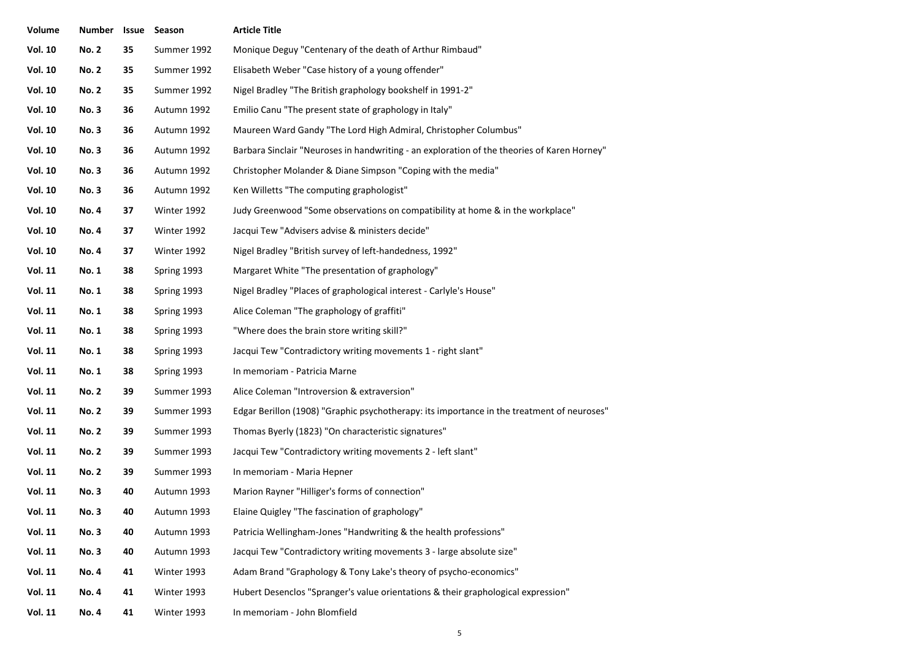| Volume | Number | Issue | Season | Article Title |
| --- | --- | --- | --- | --- |
| **Vol. 10** | **No. 2** | **35** | Summer 1992 | Monique Deguy "Centenary of the death of Arthur Rimbaud" |
| **Vol. 10** | **No. 2** | **35** | Summer 1992 | Elisabeth Weber "Case history of a young offender" |
| **Vol. 10** | **No. 2** | **35** | Summer 1992 | Nigel Bradley "The British graphology bookshelf in 1991-2" |
| **Vol. 10** | **No. 3** | **36** | Autumn 1992 | Emilio Canu "The present state of graphology in Italy" |
| **Vol. 10** | **No. 3** | **36** | Autumn 1992 | Maureen Ward Gandy "The Lord High Admiral, Christopher Columbus" |
| **Vol. 10** | **No. 3** | **36** | Autumn 1992 | Barbara Sinclair "Neuroses in handwriting - an exploration of the theories of Karen Horney" |
| **Vol. 10** | **No. 3** | **36** | Autumn 1992 | Christopher Molander & Diane Simpson "Coping with the media" |
| **Vol. 10** | **No. 3** | **36** | Autumn 1992 | Ken Willetts "The computing graphologist" |
| **Vol. 10** | **No. 4** | **37** | Winter 1992 | Judy Greenwood "Some observations on compatibility at home & in the workplace" |
| **Vol. 10** | **No. 4** | **37** | Winter 1992 | Jacqui Tew "Advisers advise & ministers decide" |
| **Vol. 10** | **No. 4** | **37** | Winter 1992 | Nigel Bradley "British survey of left-handedness, 1992" |
| **Vol. 11** | **No. 1** | **38** | Spring 1993 | Margaret White "The presentation of graphology" |
| **Vol. 11** | **No. 1** | **38** | Spring 1993 | Nigel Bradley "Places of graphological interest - Carlyle's House" |
| **Vol. 11** | **No. 1** | **38** | Spring 1993 | Alice Coleman "The graphology of graffiti" |
| **Vol. 11** | **No. 1** | **38** | Spring 1993 | "Where does the brain store writing skill?" |
| **Vol. 11** | **No. 1** | **38** | Spring 1993 | Jacqui Tew "Contradictory writing movements 1 - right slant" |
| **Vol. 11** | **No. 1** | **38** | Spring 1993 | In memoriam - Patricia Marne |
| **Vol. 11** | **No. 2** | **39** | Summer 1993 | Alice Coleman "Introversion & extraversion" |
| **Vol. 11** | **No. 2** | **39** | Summer 1993 | Edgar Berillon (1908) "Graphic psychotherapy: its importance in the treatment of neuroses" |
| **Vol. 11** | **No. 2** | **39** | Summer 1993 | Thomas Byerly (1823) "On characteristic signatures" |
| **Vol. 11** | **No. 2** | **39** | Summer 1993 | Jacqui Tew "Contradictory writing movements 2 - left slant" |
| **Vol. 11** | **No. 2** | **39** | Summer 1993 | In memoriam - Maria Hepner |
| **Vol. 11** | **No. 3** | **40** | Autumn 1993 | Marion Rayner "Hilliger's forms of connection" |
| **Vol. 11** | **No. 3** | **40** | Autumn 1993 | Elaine Quigley "The fascination of graphology" |
| **Vol. 11** | **No. 3** | **40** | Autumn 1993 | Patricia Wellingham-Jones "Handwriting & the health professions" |
| **Vol. 11** | **No. 3** | **40** | Autumn 1993 | Jacqui Tew "Contradictory writing movements 3 - large absolute size" |
| **Vol. 11** | **No. 4** | **41** | Winter 1993 | Adam Brand "Graphology & Tony Lake's theory of psycho-economics" |
| **Vol. 11** | **No. 4** | **41** | Winter 1993 | Hubert Desenclos "Spranger's value orientations & their graphological expression" |
| **Vol. 11** | **No. 4** | **41** | Winter 1993 | In memoriam - John Blomfield |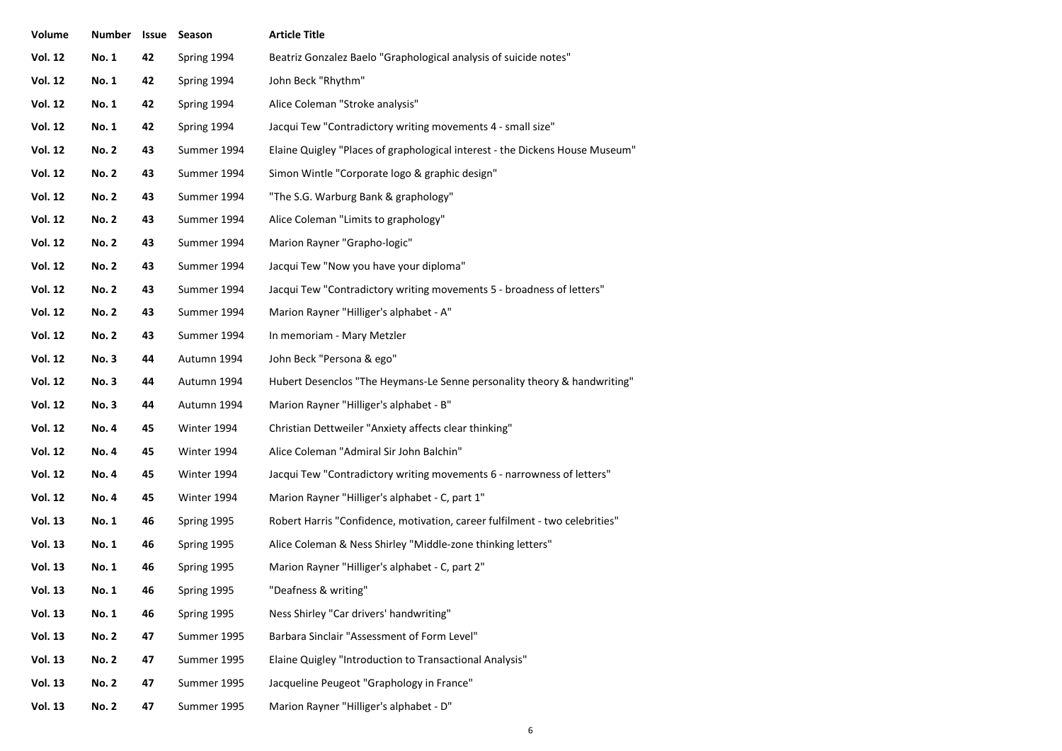| Volume | Number | Issue | Season | Article Title |
|---|---|---|---|---|
| **Vol. 12** | **No. 1** | **42** | Spring 1994 | Beatriz Gonzalez Baelo "Graphological analysis of suicide notes" |
| **Vol. 12** | **No. 1** | **42** | Spring 1994 | John Beck "Rhythm" |
| **Vol. 12** | **No. 1** | **42** | Spring 1994 | Alice Coleman "Stroke analysis" |
| **Vol. 12** | **No. 1** | **42** | Spring 1994 | Jacqui Tew "Contradictory writing movements 4 - small size" |
| **Vol. 12** | **No. 2** | **43** | Summer 1994 | Elaine Quigley "Places of graphological interest - the Dickens House Museum" |
| **Vol. 12** | **No. 2** | **43** | Summer 1994 | Simon Wintle "Corporate logo & graphic design" |
| **Vol. 12** | **No. 2** | **43** | Summer 1994 | "The S.G. Warburg Bank & graphology" |
| **Vol. 12** | **No. 2** | **43** | Summer 1994 | Alice Coleman "Limits to graphology" |
| **Vol. 12** | **No. 2** | **43** | Summer 1994 | Marion Rayner "Grapho-logic" |
| **Vol. 12** | **No. 2** | **43** | Summer 1994 | Jacqui Tew "Now you have your diploma" |
| **Vol. 12** | **No. 2** | **43** | Summer 1994 | Jacqui Tew "Contradictory writing movements 5 - broadness of letters" |
| **Vol. 12** | **No. 2** | **43** | Summer 1994 | Marion Rayner "Hilliger's alphabet - A" |
| **Vol. 12** | **No. 2** | **43** | Summer 1994 | In memoriam - Mary Metzler |
| **Vol. 12** | **No. 3** | **44** | Autumn 1994 | John Beck "Persona & ego" |
| **Vol. 12** | **No. 3** | **44** | Autumn 1994 | Hubert Desenclos "The Heymans-Le Senne personality theory & handwriting" |
| **Vol. 12** | **No. 3** | **44** | Autumn 1994 | Marion Rayner "Hilliger's alphabet - B" |
| **Vol. 12** | **No. 4** | **45** | Winter 1994 | Christian Dettweiler "Anxiety affects clear thinking" |
| **Vol. 12** | **No. 4** | **45** | Winter 1994 | Alice Coleman "Admiral Sir John Balchin" |
| **Vol. 12** | **No. 4** | **45** | Winter 1994 | Jacqui Tew "Contradictory writing movements 6 - narrowness of letters" |
| **Vol. 12** | **No. 4** | **45** | Winter 1994 | Marion Rayner "Hilliger's alphabet - C, part 1" |
| **Vol. 13** | **No. 1** | **46** | Spring 1995 | Robert Harris "Confidence, motivation, career fulfilment - two celebrities" |
| **Vol. 13** | **No. 1** | **46** | Spring 1995 | Alice Coleman & Ness Shirley "Middle-zone thinking letters" |
| **Vol. 13** | **No. 1** | **46** | Spring 1995 | Marion Rayner "Hilliger's alphabet - C, part 2" |
| **Vol. 13** | **No. 1** | **46** | Spring 1995 | "Deafness & writing" |
| **Vol. 13** | **No. 1** | **46** | Spring 1995 | Ness Shirley "Car drivers' handwriting" |
| **Vol. 13** | **No. 2** | **47** | Summer 1995 | Barbara Sinclair "Assessment of Form Level" |
| **Vol. 13** | **No. 2** | **47** | Summer 1995 | Elaine Quigley "Introduction to Transactional Analysis" |
| **Vol. 13** | **No. 2** | **47** | Summer 1995 | Jacqueline Peugeot "Graphology in France" |
| **Vol. 13** | **No. 2** | **47** | Summer 1995 | Marion Rayner "Hilliger's alphabet - D" |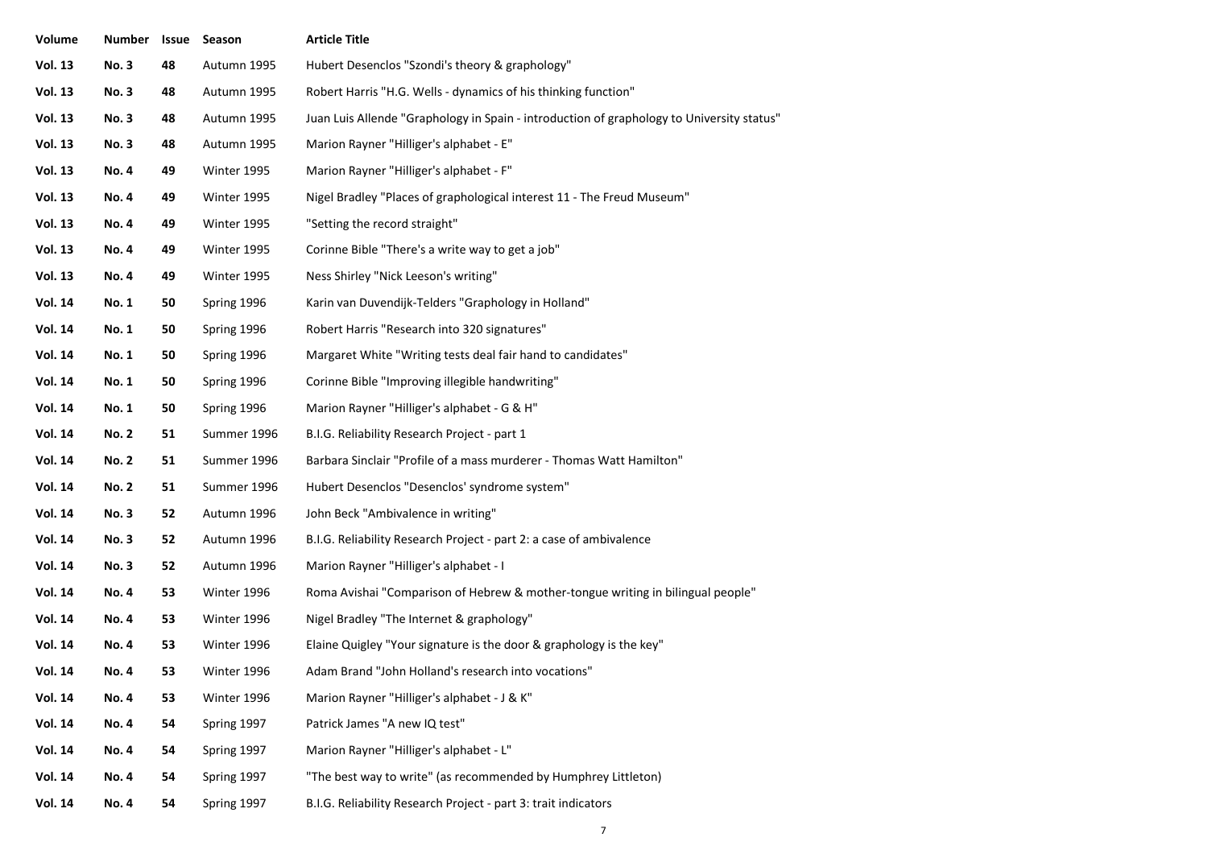| Volume | Number | Issue | Season | Article Title |
|---|---|---|---|---|
| **Vol. 13** | **No. 3** | **48** | Autumn 1995 | Hubert Desenclos "Szondi's theory & graphology" |
| **Vol. 13** | **No. 3** | **48** | Autumn 1995 | Robert Harris "H.G. Wells - dynamics of his thinking function" |
| **Vol. 13** | **No. 3** | **48** | Autumn 1995 | Juan Luis Allende "Graphology in Spain - introduction of graphology to University status" |
| **Vol. 13** | **No. 3** | **48** | Autumn 1995 | Marion Rayner "Hilliger's alphabet - E" |
| **Vol. 13** | **No. 4** | **49** | Winter 1995 | Marion Rayner "Hilliger's alphabet - F" |
| **Vol. 13** | **No. 4** | **49** | Winter 1995 | Nigel Bradley "Places of graphological interest 11 - The Freud Museum" |
| **Vol. 13** | **No. 4** | **49** | Winter 1995 | "Setting the record straight" |
| **Vol. 13** | **No. 4** | **49** | Winter 1995 | Corinne Bible "There's a write way to get a job" |
| **Vol. 13** | **No. 4** | **49** | Winter 1995 | Ness Shirley "Nick Leeson's writing" |
| **Vol. 14** | **No. 1** | **50** | Spring 1996 | Karin van Duvendijk-Telders "Graphology in Holland" |
| **Vol. 14** | **No. 1** | **50** | Spring 1996 | Robert Harris "Research into 320 signatures" |
| **Vol. 14** | **No. 1** | **50** | Spring 1996 | Margaret White "Writing tests deal fair hand to candidates" |
| **Vol. 14** | **No. 1** | **50** | Spring 1996 | Corinne Bible "Improving illegible handwriting" |
| **Vol. 14** | **No. 1** | **50** | Spring 1996 | Marion Rayner "Hilliger's alphabet - G & H" |
| **Vol. 14** | **No. 2** | **51** | Summer 1996 | B.I.G. Reliability Research Project - part 1 |
| **Vol. 14** | **No. 2** | **51** | Summer 1996 | Barbara Sinclair "Profile of a mass murderer - Thomas Watt Hamilton" |
| **Vol. 14** | **No. 2** | **51** | Summer 1996 | Hubert Desenclos "Desenclos' syndrome system" |
| **Vol. 14** | **No. 3** | **52** | Autumn 1996 | John Beck "Ambivalence in writing" |
| **Vol. 14** | **No. 3** | **52** | Autumn 1996 | B.I.G. Reliability Research Project - part 2: a case of ambivalence |
| **Vol. 14** | **No. 3** | **52** | Autumn 1996 | Marion Rayner "Hilliger's alphabet - I |
| **Vol. 14** | **No. 4** | **53** | Winter 1996 | Roma Avishai "Comparison of Hebrew & mother-tongue writing in bilingual people" |
| **Vol. 14** | **No. 4** | **53** | Winter 1996 | Nigel Bradley "The Internet & graphology" |
| **Vol. 14** | **No. 4** | **53** | Winter 1996 | Elaine Quigley "Your signature is the door & graphology is the key" |
| **Vol. 14** | **No. 4** | **53** | Winter 1996 | Adam Brand "John Holland's research into vocations" |
| **Vol. 14** | **No. 4** | **53** | Winter 1996 | Marion Rayner "Hilliger's alphabet - J & K" |
| **Vol. 14** | **No. 4** | **54** | Spring 1997 | Patrick James "A new IQ test" |
| **Vol. 14** | **No. 4** | **54** | Spring 1997 | Marion Rayner "Hilliger's alphabet - L" |
| **Vol. 14** | **No. 4** | **54** | Spring 1997 | "The best way to write" (as recommended by Humphrey Littleton) |
| **Vol. 14** | **No. 4** | **54** | Spring 1997 | B.I.G. Reliability Research Project - part 3: trait indicators |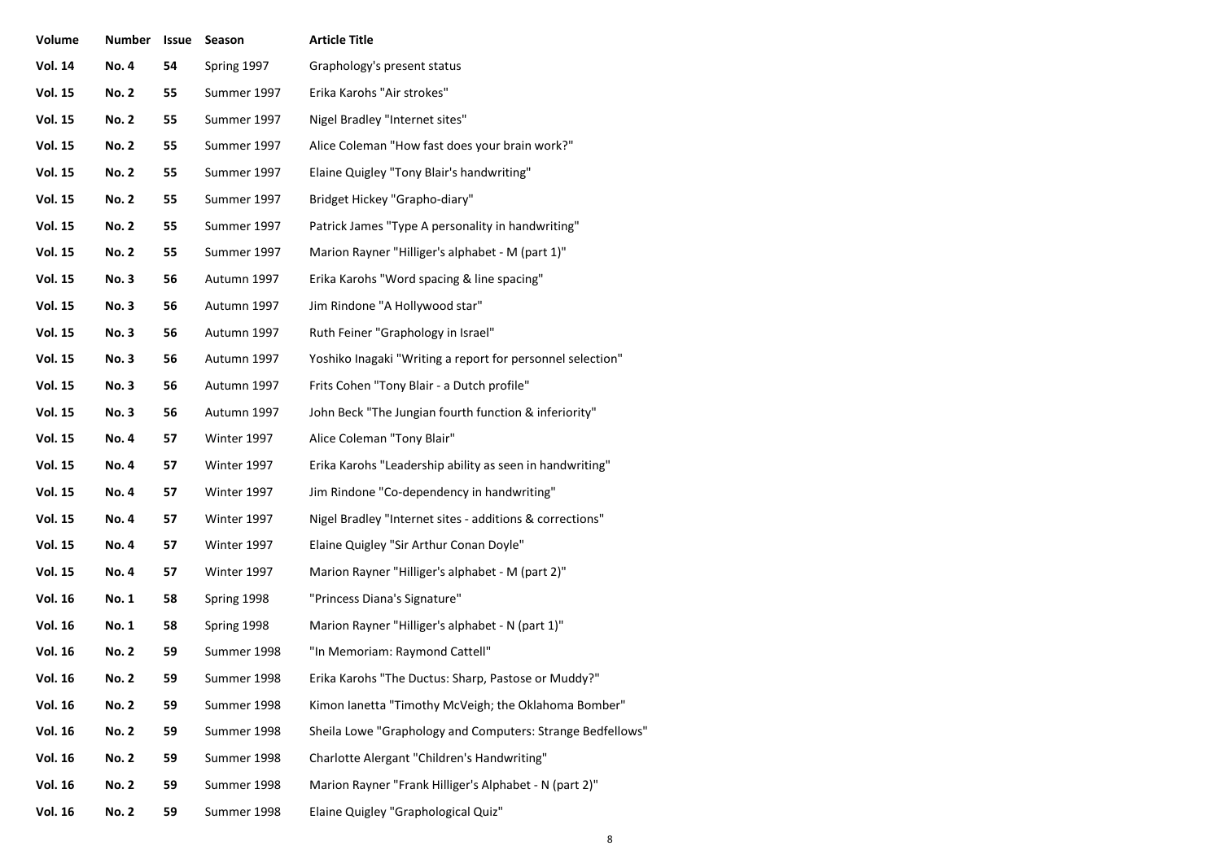| Volume | Number | Issue | Season | Article Title |
|---|---|---|---|---|
| **Vol. 14** | **No. 4** | **54** | Spring 1997 | Graphology's present status |
| **Vol. 15** | **No. 2** | **55** | Summer 1997 | Erika Karohs "Air strokes" |
| **Vol. 15** | **No. 2** | **55** | Summer 1997 | Nigel Bradley "Internet sites" |
| **Vol. 15** | **No. 2** | **55** | Summer 1997 | Alice Coleman "How fast does your brain work?" |
| **Vol. 15** | **No. 2** | **55** | Summer 1997 | Elaine Quigley "Tony Blair's handwriting" |
| **Vol. 15** | **No. 2** | **55** | Summer 1997 | Bridget Hickey "Grapho-diary" |
| **Vol. 15** | **No. 2** | **55** | Summer 1997 | Patrick James "Type A personality in handwriting" |
| **Vol. 15** | **No. 2** | **55** | Summer 1997 | Marion Rayner "Hilliger's alphabet - M (part 1)" |
| **Vol. 15** | **No. 3** | **56** | Autumn 1997 | Erika Karohs "Word spacing & line spacing" |
| **Vol. 15** | **No. 3** | **56** | Autumn 1997 | Jim Rindone "A Hollywood star" |
| **Vol. 15** | **No. 3** | **56** | Autumn 1997 | Ruth Feiner "Graphology in Israel" |
| **Vol. 15** | **No. 3** | **56** | Autumn 1997 | Yoshiko Inagaki "Writing a report for personnel selection" |
| **Vol. 15** | **No. 3** | **56** | Autumn 1997 | Frits Cohen "Tony Blair - a Dutch profile" |
| **Vol. 15** | **No. 3** | **56** | Autumn 1997 | John Beck "The Jungian fourth function & inferiority" |
| **Vol. 15** | **No. 4** | **57** | Winter 1997 | Alice Coleman "Tony Blair" |
| **Vol. 15** | **No. 4** | **57** | Winter 1997 | Erika Karohs "Leadership ability as seen in handwriting" |
| **Vol. 15** | **No. 4** | **57** | Winter 1997 | Jim Rindone "Co-dependency in handwriting" |
| **Vol. 15** | **No. 4** | **57** | Winter 1997 | Nigel Bradley "Internet sites - additions & corrections" |
| **Vol. 15** | **No. 4** | **57** | Winter 1997 | Elaine Quigley "Sir Arthur Conan Doyle" |
| **Vol. 15** | **No. 4** | **57** | Winter 1997 | Marion Rayner "Hilliger's alphabet - M (part 2)" |
| **Vol. 16** | **No. 1** | **58** | Spring 1998 | "Princess Diana's Signature" |
| **Vol. 16** | **No. 1** | **58** | Spring 1998 | Marion Rayner "Hilliger's alphabet - N (part 1)" |
| **Vol. 16** | **No. 2** | **59** | Summer 1998 | "In Memoriam: Raymond Cattell" |
| **Vol. 16** | **No. 2** | **59** | Summer 1998 | Erika Karohs "The Ductus: Sharp, Pastose or Muddy?" |
| **Vol. 16** | **No. 2** | **59** | Summer 1998 | Kimon Ianetta "Timothy McVeigh; the Oklahoma Bomber" |
| **Vol. 16** | **No. 2** | **59** | Summer 1998 | Sheila Lowe "Graphology and Computers: Strange Bedfellows" |
| **Vol. 16** | **No. 2** | **59** | Summer 1998 | Charlotte Alergant "Children's Handwriting" |
| **Vol. 16** | **No. 2** | **59** | Summer 1998 | Marion Rayner "Frank Hilliger's Alphabet - N (part 2)" |
| **Vol. 16** | **No. 2** | **59** | Summer 1998 | Elaine Quigley "Graphological Quiz" |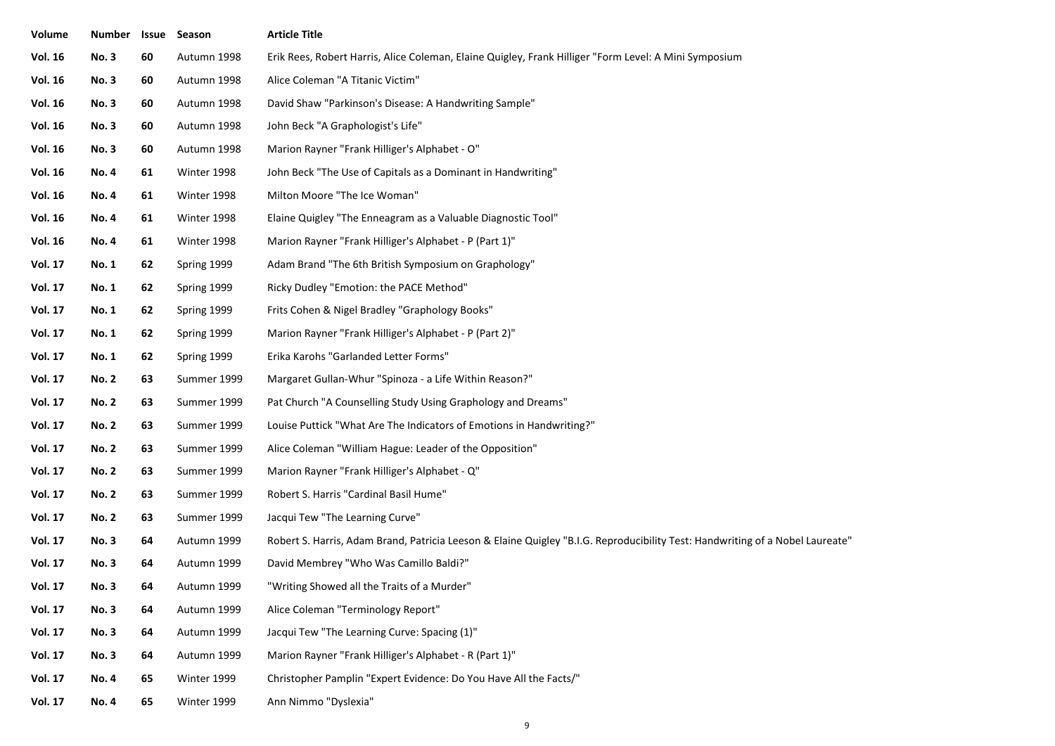| Volume | Number | Issue | Season | Article Title |
|---|---|---|---|---|
| **Vol. 16** | **No. 3** | **60** | Autumn 1998 | Erik Rees, Robert Harris, Alice Coleman, Elaine Quigley, Frank Hilliger "Form Level: A Mini Symposium |
| **Vol. 16** | **No. 3** | **60** | Autumn 1998 | Alice Coleman "A Titanic Victim" |
| **Vol. 16** | **No. 3** | **60** | Autumn 1998 | David Shaw "Parkinson's Disease: A Handwriting Sample" |
| **Vol. 16** | **No. 3** | **60** | Autumn 1998 | John Beck "A Graphologist's Life" |
| **Vol. 16** | **No. 3** | **60** | Autumn 1998 | Marion Rayner "Frank Hilliger's Alphabet - O" |
| **Vol. 16** | **No. 4** | **61** | Winter 1998 | John Beck "The Use of Capitals as a Dominant in Handwriting" |
| **Vol. 16** | **No. 4** | **61** | Winter 1998 | Milton Moore "The Ice Woman" |
| **Vol. 16** | **No. 4** | **61** | Winter 1998 | Elaine Quigley "The Enneagram as a Valuable Diagnostic Tool" |
| **Vol. 16** | **No. 4** | **61** | Winter 1998 | Marion Rayner "Frank Hilliger's Alphabet - P (Part 1)" |
| **Vol. 17** | **No. 1** | **62** | Spring 1999 | Adam Brand "The 6th British Symposium on Graphology" |
| **Vol. 17** | **No. 1** | **62** | Spring 1999 | Ricky Dudley "Emotion: the PACE Method" |
| **Vol. 17** | **No. 1** | **62** | Spring 1999 | Frits Cohen & Nigel Bradley "Graphology Books" |
| **Vol. 17** | **No. 1** | **62** | Spring 1999 | Marion Rayner "Frank Hilliger's Alphabet - P (Part 2)" |
| **Vol. 17** | **No. 1** | **62** | Spring 1999 | Erika Karohs "Garlanded Letter Forms" |
| **Vol. 17** | **No. 2** | **63** | Summer 1999 | Margaret Gullan-Whur "Spinoza - a Life Within Reason?" |
| **Vol. 17** | **No. 2** | **63** | Summer 1999 | Pat Church "A Counselling Study Using Graphology and Dreams" |
| **Vol. 17** | **No. 2** | **63** | Summer 1999 | Louise Puttick "What Are The Indicators of Emotions in Handwriting?" |
| **Vol. 17** | **No. 2** | **63** | Summer 1999 | Alice Coleman "William Hague: Leader of the Opposition" |
| **Vol. 17** | **No. 2** | **63** | Summer 1999 | Marion Rayner "Frank Hilliger's Alphabet - Q" |
| **Vol. 17** | **No. 2** | **63** | Summer 1999 | Robert S. Harris "Cardinal Basil Hume" |
| **Vol. 17** | **No. 2** | **63** | Summer 1999 | Jacqui Tew "The Learning Curve" |
| **Vol. 17** | **No. 3** | **64** | Autumn 1999 | Robert S. Harris, Adam Brand, Patricia Leeson & Elaine Quigley "B.I.G. Reproducibility Test: Handwriting of a Nobel Laureate" |
| **Vol. 17** | **No. 3** | **64** | Autumn 1999 | David Membrey "Who Was Camillo Baldi?" |
| **Vol. 17** | **No. 3** | **64** | Autumn 1999 | "Writing Showed all the Traits of a Murder" |
| **Vol. 17** | **No. 3** | **64** | Autumn 1999 | Alice Coleman "Terminology Report" |
| **Vol. 17** | **No. 3** | **64** | Autumn 1999 | Jacqui Tew "The Learning Curve: Spacing (1)" |
| **Vol. 17** | **No. 3** | **64** | Autumn 1999 | Marion Rayner "Frank Hilliger's Alphabet - R (Part 1)" |
| **Vol. 17** | **No. 4** | **65** | Winter 1999 | Christopher Pamplin "Expert Evidence: Do You Have All the Facts/" |
| **Vol. 17** | **No. 4** | **65** | Winter 1999 | Ann Nimmo "Dyslexia" |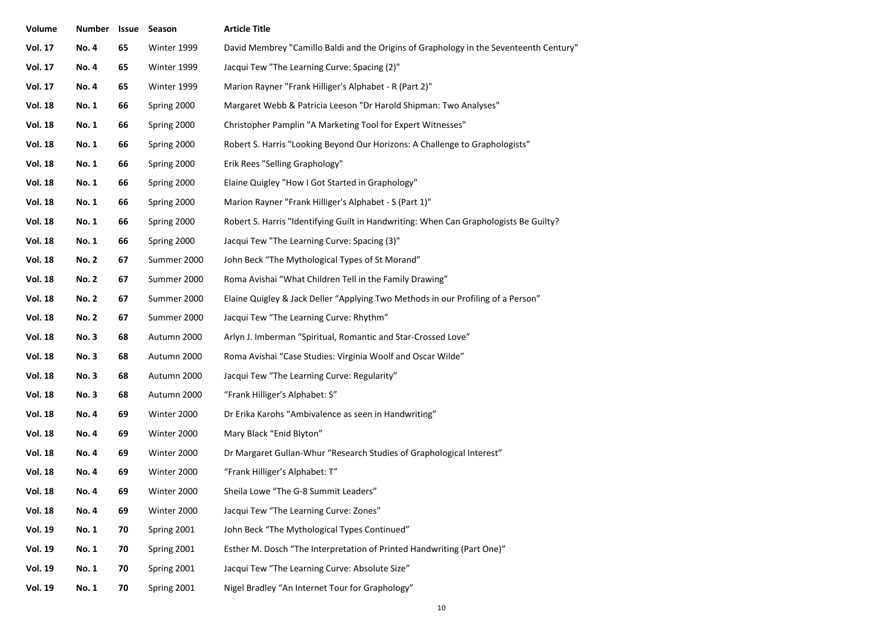| Volume | Number | Issue | Season | Article Title |
|---|---|---|---|---|
| **Vol. 17** | **No. 4** | **65** | Winter 1999 | David Membrey "Camillo Baldi and the Origins of Graphology in the Seventeenth Century" |
| **Vol. 17** | **No. 4** | **65** | Winter 1999 | Jacqui Tew "The Learning Curve: Spacing (2)" |
| **Vol. 17** | **No. 4** | **65** | Winter 1999 | Marion Rayner "Frank Hilliger's Alphabet - R (Part 2)" |
| **Vol. 18** | **No. 1** | **66** | Spring 2000 | Margaret Webb & Patricia Leeson "Dr Harold Shipman: Two Analyses" |
| **Vol. 18** | **No. 1** | **66** | Spring 2000 | Christopher Pamplin "A Marketing Tool for Expert Witnesses" |
| **Vol. 18** | **No. 1** | **66** | Spring 2000 | Robert S. Harris "Looking Beyond Our Horizons: A Challenge to Graphologists" |
| **Vol. 18** | **No. 1** | **66** | Spring 2000 | Erik Rees "Selling Graphology" |
| **Vol. 18** | **No. 1** | **66** | Spring 2000 | Elaine Quigley "How I Got Started in Graphology" |
| **Vol. 18** | **No. 1** | **66** | Spring 2000 | Marion Rayner "Frank Hilliger's Alphabet - S (Part 1)" |
| **Vol. 18** | **No. 1** | **66** | Spring 2000 | Robert S. Harris "Identifying Guilt in Handwriting: When Can Graphologists Be Guilty? |
| **Vol. 18** | **No. 1** | **66** | Spring 2000 | Jacqui Tew "The Learning Curve: Spacing (3)" |
| **Vol. 18** | **No. 2** | **67** | Summer 2000 | John Beck "The Mythological Types of St Morand" |
| **Vol. 18** | **No. 2** | **67** | Summer 2000 | Roma Avishai "What Children Tell in the Family Drawing" |
| **Vol. 18** | **No. 2** | **67** | Summer 2000 | Elaine Quigley & Jack Deller "Applying Two Methods in our Profiling of a Person" |
| **Vol. 18** | **No. 2** | **67** | Summer 2000 | Jacqui Tew "The Learning Curve: Rhythm" |
| **Vol. 18** | **No. 3** | **68** | Autumn 2000 | Arlyn J. Imberman "Spiritual, Romantic and Star-Crossed Love" |
| **Vol. 18** | **No. 3** | **68** | Autumn 2000 | Roma Avishai "Case Studies: Virginia Woolf and Oscar Wilde" |
| **Vol. 18** | **No. 3** | **68** | Autumn 2000 | Jacqui Tew "The Learning Curve: Regularity" |
| **Vol. 18** | **No. 3** | **68** | Autumn 2000 | "Frank Hilliger's Alphabet: S" |
| **Vol. 18** | **No. 4** | **69** | Winter 2000 | Dr Erika Karohs "Ambivalence as seen in Handwriting" |
| **Vol. 18** | **No. 4** | **69** | Winter 2000 | Mary Black "Enid Blyton" |
| **Vol. 18** | **No. 4** | **69** | Winter 2000 | Dr Margaret Gullan-Whur "Research Studies of Graphological Interest" |
| **Vol. 18** | **No. 4** | **69** | Winter 2000 | "Frank Hilliger's Alphabet: T" |
| **Vol. 18** | **No. 4** | **69** | Winter 2000 | Sheila Lowe "The G-8 Summit Leaders" |
| **Vol. 18** | **No. 4** | **69** | Winter 2000 | Jacqui Tew "The Learning Curve: Zones" |
| **Vol. 19** | **No. 1** | **70** | Spring 2001 | John Beck "The Mythological Types Continued" |
| **Vol. 19** | **No. 1** | **70** | Spring 2001 | Esther M. Dosch "The Interpretation of Printed Handwriting (Part One)" |
| **Vol. 19** | **No. 1** | **70** | Spring 2001 | Jacqui Tew "The Learning Curve: Absolute Size" |
| **Vol. 19** | **No. 1** | **70** | Spring 2001 | Nigel Bradley "An Internet Tour for Graphology" |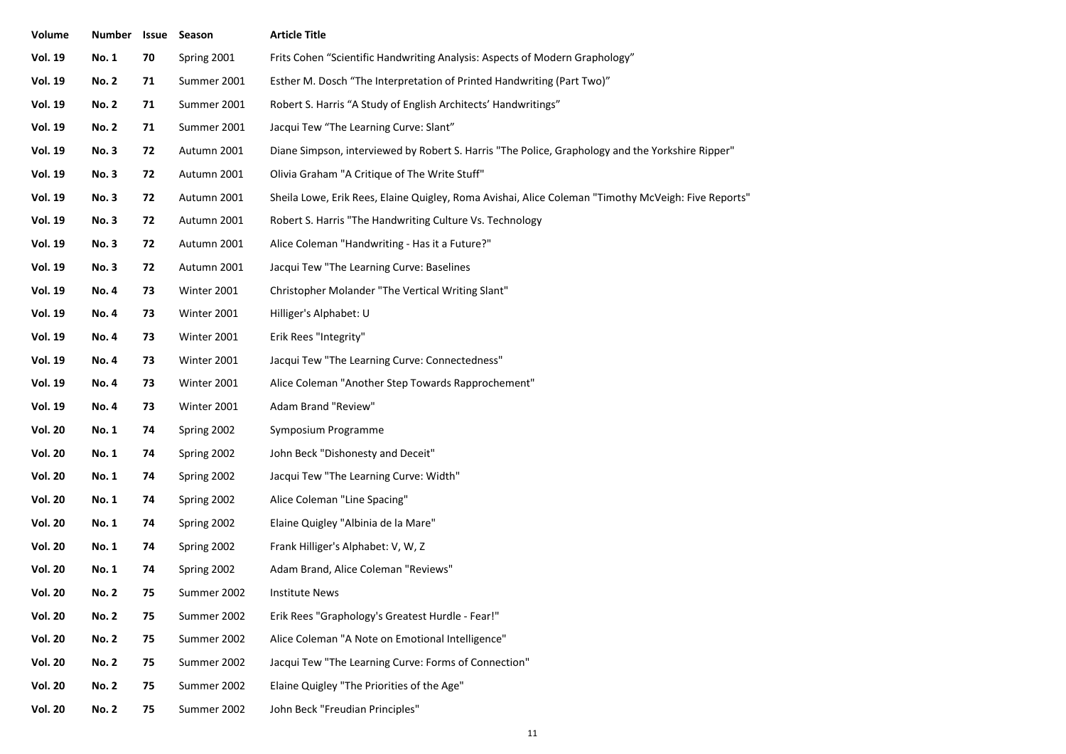| Volume | Number | Issue | Season | Article Title |
|---|---|---|---|---|
| **Vol. 19** | **No. 1** | **70** | Spring 2001 | Frits Cohen "Scientific Handwriting Analysis: Aspects of Modern Graphology" |
| **Vol. 19** | **No. 2** | **71** | Summer 2001 | Esther M. Dosch "The Interpretation of Printed Handwriting (Part Two)" |
| **Vol. 19** | **No. 2** | **71** | Summer 2001 | Robert S. Harris "A Study of English Architects' Handwritings" |
| **Vol. 19** | **No. 2** | **71** | Summer 2001 | Jacqui Tew "The Learning Curve: Slant" |
| **Vol. 19** | **No. 3** | **72** | Autumn 2001 | Diane Simpson, interviewed by Robert S. Harris "The Police, Graphology and the Yorkshire Ripper" |
| **Vol. 19** | **No. 3** | **72** | Autumn 2001 | Olivia Graham "A Critique of The Write Stuff" |
| **Vol. 19** | **No. 3** | **72** | Autumn 2001 | Sheila Lowe, Erik Rees, Elaine Quigley, Roma Avishai, Alice Coleman "Timothy McVeigh: Five Reports" |
| **Vol. 19** | **No. 3** | **72** | Autumn 2001 | Robert S. Harris "The Handwriting Culture Vs. Technology |
| **Vol. 19** | **No. 3** | **72** | Autumn 2001 | Alice Coleman "Handwriting - Has it a Future?" |
| **Vol. 19** | **No. 3** | **72** | Autumn 2001 | Jacqui Tew "The Learning Curve: Baselines |
| **Vol. 19** | **No. 4** | **73** | Winter 2001 | Christopher Molander "The Vertical Writing Slant" |
| **Vol. 19** | **No. 4** | **73** | Winter 2001 | Hilliger's Alphabet: U |
| **Vol. 19** | **No. 4** | **73** | Winter 2001 | Erik Rees "Integrity" |
| **Vol. 19** | **No. 4** | **73** | Winter 2001 | Jacqui Tew "The Learning Curve: Connectedness" |
| **Vol. 19** | **No. 4** | **73** | Winter 2001 | Alice Coleman "Another Step Towards Rapprochement" |
| **Vol. 19** | **No. 4** | **73** | Winter 2001 | Adam Brand "Review" |
| **Vol. 20** | **No. 1** | **74** | Spring 2002 | Symposium Programme |
| **Vol. 20** | **No. 1** | **74** | Spring 2002 | John Beck "Dishonesty and Deceit" |
| **Vol. 20** | **No. 1** | **74** | Spring 2002 | Jacqui Tew "The Learning Curve: Width" |
| **Vol. 20** | **No. 1** | **74** | Spring 2002 | Alice Coleman "Line Spacing" |
| **Vol. 20** | **No. 1** | **74** | Spring 2002 | Elaine Quigley "Albinia de la Mare" |
| **Vol. 20** | **No. 1** | **74** | Spring 2002 | Frank Hilliger's Alphabet: V, W, Z |
| **Vol. 20** | **No. 1** | **74** | Spring 2002 | Adam Brand, Alice Coleman "Reviews" |
| **Vol. 20** | **No. 2** | **75** | Summer 2002 | Institute News |
| **Vol. 20** | **No. 2** | **75** | Summer 2002 | Erik Rees "Graphology's Greatest Hurdle - Fear!" |
| **Vol. 20** | **No. 2** | **75** | Summer 2002 | Alice Coleman "A Note on Emotional Intelligence" |
| **Vol. 20** | **No. 2** | **75** | Summer 2002 | Jacqui Tew "The Learning Curve: Forms of Connection" |
| **Vol. 20** | **No. 2** | **75** | Summer 2002 | Elaine Quigley "The Priorities of the Age" |
| **Vol. 20** | **No. 2** | **75** | Summer 2002 | John Beck "Freudian Principles" |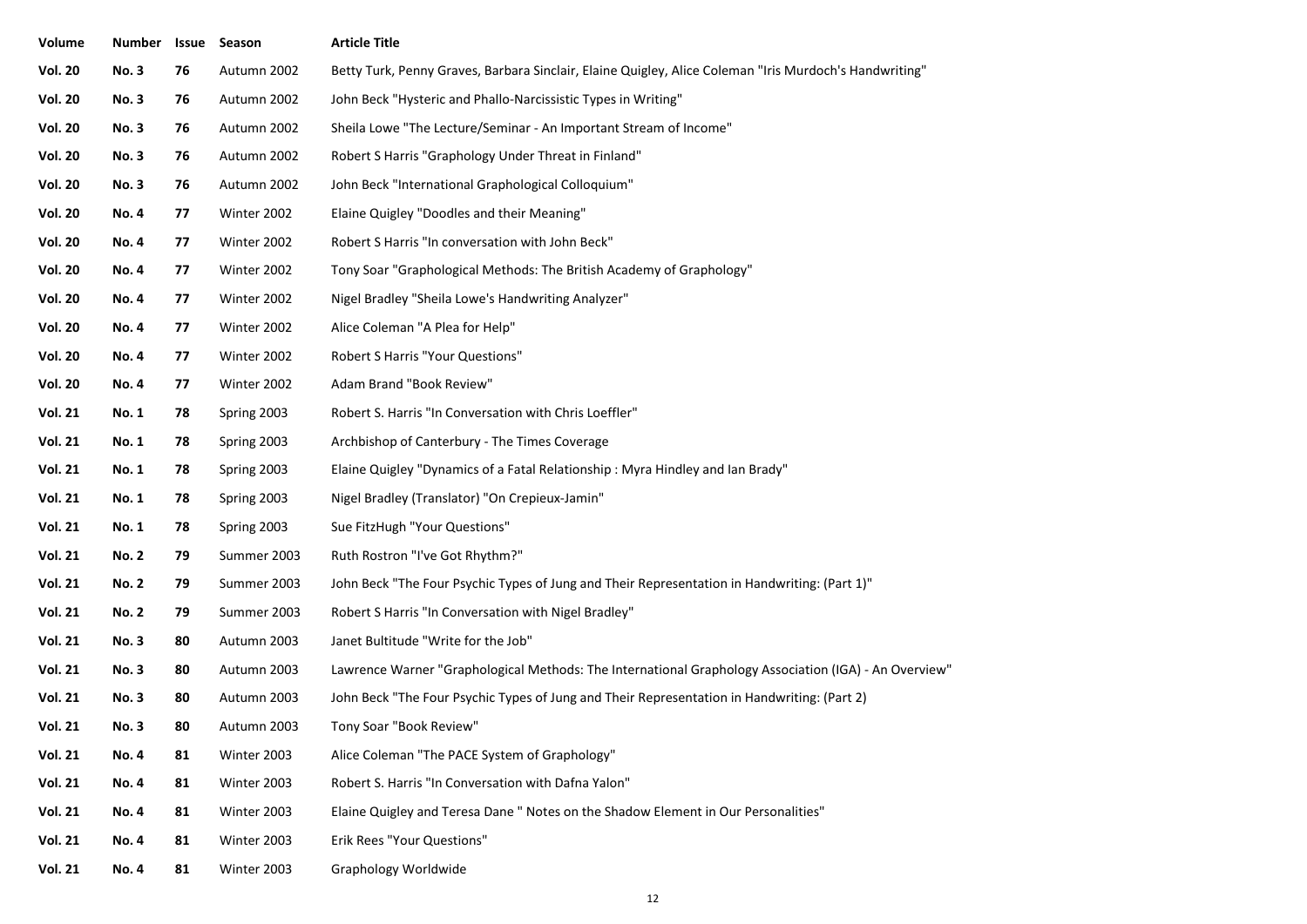| Volume | Number | Issue | Season | Article Title |
|---|---|---|---|---|
| **Vol. 20** | **No. 3** | **76** | Autumn 2002 | Betty Turk, Penny Graves, Barbara Sinclair, Elaine Quigley, Alice Coleman "Iris Murdoch's Handwriting" |
| **Vol. 20** | **No. 3** | **76** | Autumn 2002 | John Beck "Hysteric and Phallo-Narcissistic Types in Writing" |
| **Vol. 20** | **No. 3** | **76** | Autumn 2002 | Sheila Lowe "The Lecture/Seminar - An Important Stream of Income" |
| **Vol. 20** | **No. 3** | **76** | Autumn 2002 | Robert S Harris "Graphology Under Threat in Finland" |
| **Vol. 20** | **No. 3** | **76** | Autumn 2002 | John Beck "International Graphological Colloquium" |
| **Vol. 20** | **No. 4** | **77** | Winter 2002 | Elaine Quigley "Doodles and their Meaning" |
| **Vol. 20** | **No. 4** | **77** | Winter 2002 | Robert S Harris "In conversation with John Beck" |
| **Vol. 20** | **No. 4** | **77** | Winter 2002 | Tony Soar "Graphological Methods: The British Academy of Graphology" |
| **Vol. 20** | **No. 4** | **77** | Winter 2002 | Nigel Bradley "Sheila Lowe's Handwriting Analyzer" |
| **Vol. 20** | **No. 4** | **77** | Winter 2002 | Alice Coleman "A Plea for Help" |
| **Vol. 20** | **No. 4** | **77** | Winter 2002 | Robert S Harris "Your Questions" |
| **Vol. 20** | **No. 4** | **77** | Winter 2002 | Adam Brand "Book Review" |
| **Vol. 21** | **No. 1** | **78** | Spring 2003 | Robert S. Harris "In Conversation with Chris Loeffler" |
| **Vol. 21** | **No. 1** | **78** | Spring 2003 | Archbishop of Canterbury - The Times Coverage |
| **Vol. 21** | **No. 1** | **78** | Spring 2003 | Elaine Quigley "Dynamics of a Fatal Relationship : Myra Hindley and Ian Brady" |
| **Vol. 21** | **No. 1** | **78** | Spring 2003 | Nigel Bradley (Translator) "On Crepieux-Jamin" |
| **Vol. 21** | **No. 1** | **78** | Spring 2003 | Sue FitzHugh "Your Questions" |
| **Vol. 21** | **No. 2** | **79** | Summer 2003 | Ruth Rostron "I've Got Rhythm?" |
| **Vol. 21** | **No. 2** | **79** | Summer 2003 | John Beck "The Four Psychic Types of Jung and Their Representation in Handwriting: (Part 1)" |
| **Vol. 21** | **No. 2** | **79** | Summer 2003 | Robert S Harris "In Conversation with Nigel Bradley" |
| **Vol. 21** | **No. 3** | **80** | Autumn 2003 | Janet Bultitude "Write for the Job" |
| **Vol. 21** | **No. 3** | **80** | Autumn 2003 | Lawrence Warner "Graphological Methods: The International Graphology Association (IGA) - An Overview" |
| **Vol. 21** | **No. 3** | **80** | Autumn 2003 | John Beck "The Four Psychic Types of Jung and Their Representation in Handwriting: (Part 2) |
| **Vol. 21** | **No. 3** | **80** | Autumn 2003 | Tony Soar "Book Review" |
| **Vol. 21** | **No. 4** | **81** | Winter 2003 | Alice Coleman "The PACE System of Graphology" |
| **Vol. 21** | **No. 4** | **81** | Winter 2003 | Robert S. Harris "In Conversation with Dafna Yalon" |
| **Vol. 21** | **No. 4** | **81** | Winter 2003 | Elaine Quigley and Teresa Dane " Notes on the Shadow Element in Our Personalities" |
| **Vol. 21** | **No. 4** | **81** | Winter 2003 | Erik Rees "Your Questions" |
| **Vol. 21** | **No. 4** | **81** | Winter 2003 | Graphology Worldwide |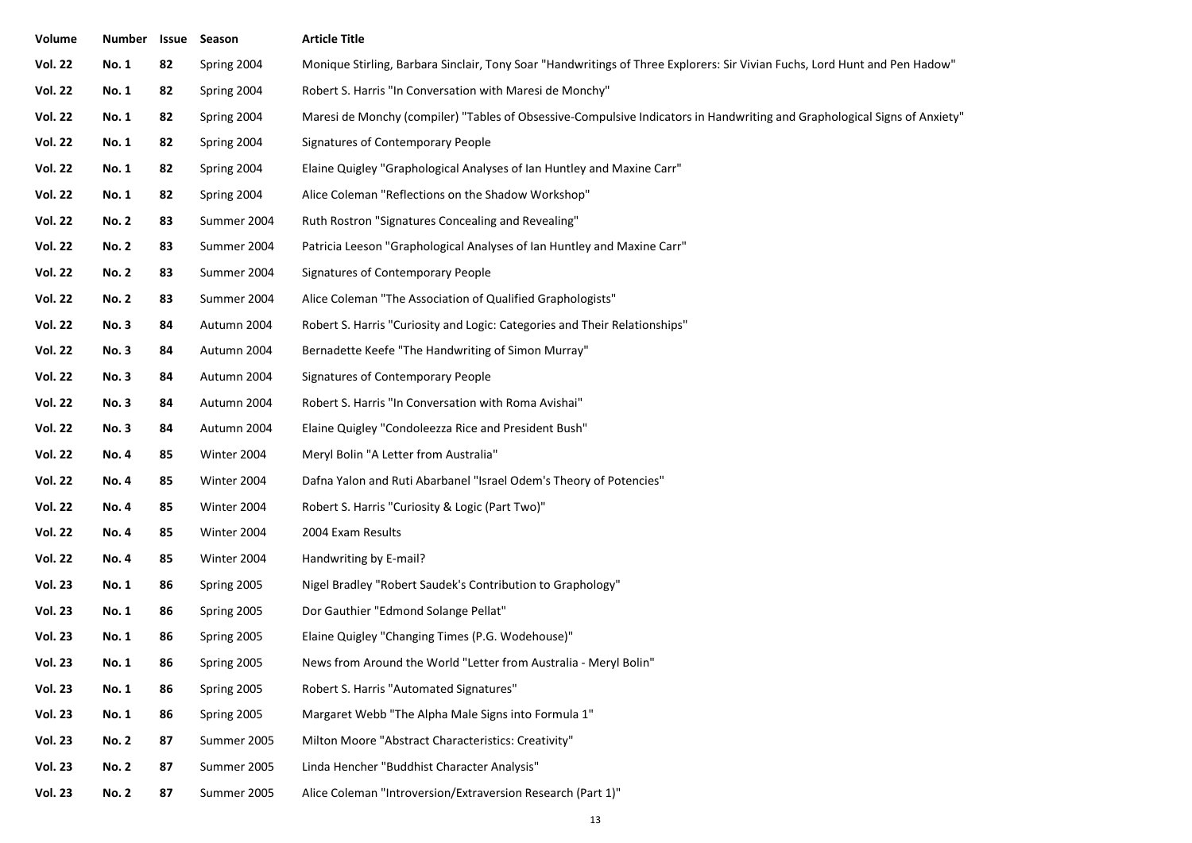| Volume | Number | Issue | Season | Article Title |
|---|---|---|---|---|
| **Vol. 22** | **No. 1** | **82** | Spring 2004 | Monique Stirling, Barbara Sinclair, Tony Soar "Handwritings of Three Explorers: Sir Vivian Fuchs, Lord Hunt and Pen Hadow" |
| **Vol. 22** | **No. 1** | **82** | Spring 2004 | Robert S. Harris "In Conversation with Maresi de Monchy" |
| **Vol. 22** | **No. 1** | **82** | Spring 2004 | Maresi de Monchy (compiler) "Tables of Obsessive-Compulsive Indicators in Handwriting and Graphological Signs of Anxiety" |
| **Vol. 22** | **No. 1** | **82** | Spring 2004 | Signatures of Contemporary People |
| **Vol. 22** | **No. 1** | **82** | Spring 2004 | Elaine Quigley "Graphological Analyses of Ian Huntley and Maxine Carr" |
| **Vol. 22** | **No. 1** | **82** | Spring 2004 | Alice Coleman "Reflections on the Shadow Workshop" |
| **Vol. 22** | **No. 2** | **83** | Summer 2004 | Ruth Rostron "Signatures Concealing and Revealing" |
| **Vol. 22** | **No. 2** | **83** | Summer 2004 | Patricia Leeson "Graphological Analyses of Ian Huntley and Maxine Carr" |
| **Vol. 22** | **No. 2** | **83** | Summer 2004 | Signatures of Contemporary People |
| **Vol. 22** | **No. 2** | **83** | Summer 2004 | Alice Coleman "The Association of Qualified Graphologists" |
| **Vol. 22** | **No. 3** | **84** | Autumn 2004 | Robert S. Harris "Curiosity and Logic: Categories and Their Relationships" |
| **Vol. 22** | **No. 3** | **84** | Autumn 2004 | Bernadette Keefe "The Handwriting of Simon Murray" |
| **Vol. 22** | **No. 3** | **84** | Autumn 2004 | Signatures of Contemporary People |
| **Vol. 22** | **No. 3** | **84** | Autumn 2004 | Robert S. Harris "In Conversation with Roma Avishai" |
| **Vol. 22** | **No. 3** | **84** | Autumn 2004 | Elaine Quigley "Condoleezza Rice and President Bush" |
| **Vol. 22** | **No. 4** | **85** | Winter 2004 | Meryl Bolin "A Letter from Australia" |
| **Vol. 22** | **No. 4** | **85** | Winter 2004 | Dafna Yalon and Ruti Abarbanel "Israel Odem's Theory of Potencies" |
| **Vol. 22** | **No. 4** | **85** | Winter 2004 | Robert S. Harris "Curiosity & Logic (Part Two)" |
| **Vol. 22** | **No. 4** | **85** | Winter 2004 | 2004 Exam Results |
| **Vol. 22** | **No. 4** | **85** | Winter 2004 | Handwriting by E-mail? |
| **Vol. 23** | **No. 1** | **86** | Spring 2005 | Nigel Bradley "Robert Saudek's Contribution to Graphology" |
| **Vol. 23** | **No. 1** | **86** | Spring 2005 | Dor Gauthier "Edmond Solange Pellat" |
| **Vol. 23** | **No. 1** | **86** | Spring 2005 | Elaine Quigley "Changing Times (P.G. Wodehouse)" |
| **Vol. 23** | **No. 1** | **86** | Spring 2005 | News from Around the World "Letter from Australia - Meryl Bolin" |
| **Vol. 23** | **No. 1** | **86** | Spring 2005 | Robert S. Harris "Automated Signatures" |
| **Vol. 23** | **No. 1** | **86** | Spring 2005 | Margaret Webb "The Alpha Male Signs into Formula 1" |
| **Vol. 23** | **No. 2** | **87** | Summer 2005 | Milton Moore "Abstract Characteristics: Creativity" |
| **Vol. 23** | **No. 2** | **87** | Summer 2005 | Linda Hencher "Buddhist Character Analysis" |
| **Vol. 23** | **No. 2** | **87** | Summer 2005 | Alice Coleman "Introversion/Extraversion Research (Part 1)" |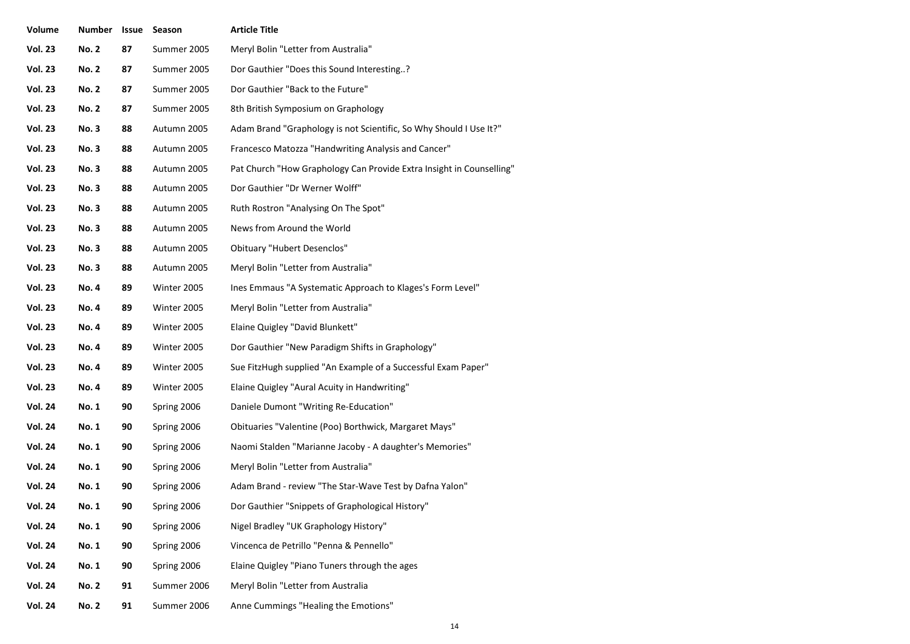| Volume | Number | Issue | Season | Article Title |
|---|---|---|---|---|
| **Vol. 23** | **No. 2** | **87** | Summer 2005 | Meryl Bolin "Letter from Australia" |
| **Vol. 23** | **No. 2** | **87** | Summer 2005 | Dor Gauthier "Does this Sound Interesting..? |
| **Vol. 23** | **No. 2** | **87** | Summer 2005 | Dor Gauthier "Back to the Future" |
| **Vol. 23** | **No. 2** | **87** | Summer 2005 | 8th British Symposium on Graphology |
| **Vol. 23** | **No. 3** | **88** | Autumn 2005 | Adam Brand "Graphology is not Scientific, So Why Should I Use It?" |
| **Vol. 23** | **No. 3** | **88** | Autumn 2005 | Francesco Matozza "Handwriting Analysis and Cancer" |
| **Vol. 23** | **No. 3** | **88** | Autumn 2005 | Pat Church "How Graphology Can Provide Extra Insight in Counselling" |
| **Vol. 23** | **No. 3** | **88** | Autumn 2005 | Dor Gauthier "Dr Werner Wolff" |
| **Vol. 23** | **No. 3** | **88** | Autumn 2005 | Ruth Rostron "Analysing On The Spot" |
| **Vol. 23** | **No. 3** | **88** | Autumn 2005 | News from Around the World |
| **Vol. 23** | **No. 3** | **88** | Autumn 2005 | Obituary "Hubert Desenclos" |
| **Vol. 23** | **No. 3** | **88** | Autumn 2005 | Meryl Bolin "Letter from Australia" |
| **Vol. 23** | **No. 4** | **89** | Winter 2005 | Ines Emmaus "A Systematic Approach to Klages's Form Level" |
| **Vol. 23** | **No. 4** | **89** | Winter 2005 | Meryl Bolin "Letter from Australia" |
| **Vol. 23** | **No. 4** | **89** | Winter 2005 | Elaine Quigley "David Blunkett" |
| **Vol. 23** | **No. 4** | **89** | Winter 2005 | Dor Gauthier "New Paradigm Shifts in Graphology" |
| **Vol. 23** | **No. 4** | **89** | Winter 2005 | Sue FitzHugh supplied "An Example of a Successful Exam Paper" |
| **Vol. 23** | **No. 4** | **89** | Winter 2005 | Elaine Quigley "Aural Acuity in Handwriting" |
| **Vol. 24** | **No. 1** | **90** | Spring 2006 | Daniele Dumont "Writing Re-Education" |
| **Vol. 24** | **No. 1** | **90** | Spring 2006 | Obituaries "Valentine (Poo) Borthwick, Margaret Mays" |
| **Vol. 24** | **No. 1** | **90** | Spring 2006 | Naomi Stalden "Marianne Jacoby - A daughter's Memories" |
| **Vol. 24** | **No. 1** | **90** | Spring 2006 | Meryl Bolin "Letter from Australia" |
| **Vol. 24** | **No. 1** | **90** | Spring 2006 | Adam Brand - review "The Star-Wave Test by Dafna Yalon" |
| **Vol. 24** | **No. 1** | **90** | Spring 2006 | Dor Gauthier "Snippets of Graphological History" |
| **Vol. 24** | **No. 1** | **90** | Spring 2006 | Nigel Bradley "UK Graphology History" |
| **Vol. 24** | **No. 1** | **90** | Spring 2006 | Vincenca de Petrillo "Penna & Pennello" |
| **Vol. 24** | **No. 1** | **90** | Spring 2006 | Elaine Quigley "Piano Tuners through the ages |
| **Vol. 24** | **No. 2** | **91** | Summer 2006 | Meryl Bolin "Letter from Australia |
| **Vol. 24** | **No. 2** | **91** | Summer 2006 | Anne Cummings "Healing the Emotions" |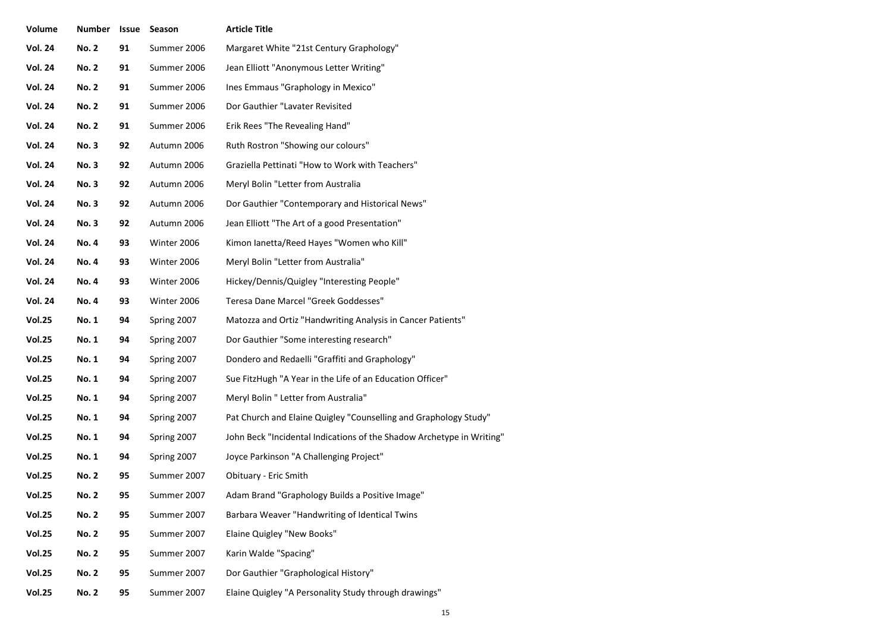| Volume | Number | Issue | Season | Article Title |
|---|---|---|---|---|
| **Vol. 24** | **No. 2** | **91** | Summer 2006 | Margaret White "21st Century Graphology" |
| **Vol. 24** | **No. 2** | **91** | Summer 2006 | Jean Elliott "Anonymous Letter Writing" |
| **Vol. 24** | **No. 2** | **91** | Summer 2006 | Ines Emmaus "Graphology in Mexico" |
| **Vol. 24** | **No. 2** | **91** | Summer 2006 | Dor Gauthier "Lavater Revisited |
| **Vol. 24** | **No. 2** | **91** | Summer 2006 | Erik Rees "The Revealing Hand" |
| **Vol. 24** | **No. 3** | **92** | Autumn 2006 | Ruth Rostron "Showing our colours" |
| **Vol. 24** | **No. 3** | **92** | Autumn 2006 | Graziella Pettinati "How to Work with Teachers" |
| **Vol. 24** | **No. 3** | **92** | Autumn 2006 | Meryl Bolin "Letter from Australia |
| **Vol. 24** | **No. 3** | **92** | Autumn 2006 | Dor Gauthier "Contemporary and Historical News" |
| **Vol. 24** | **No. 3** | **92** | Autumn 2006 | Jean Elliott "The Art of a good Presentation" |
| **Vol. 24** | **No. 4** | **93** | Winter 2006 | Kimon Ianetta/Reed Hayes "Women who Kill" |
| **Vol. 24** | **No. 4** | **93** | Winter 2006 | Meryl Bolin "Letter from Australia" |
| **Vol. 24** | **No. 4** | **93** | Winter 2006 | Hickey/Dennis/Quigley "Interesting People" |
| **Vol. 24** | **No. 4** | **93** | Winter 2006 | Teresa Dane Marcel "Greek Goddesses" |
| **Vol.25** | **No. 1** | **94** | Spring 2007 | Matozza and Ortiz "Handwriting Analysis in Cancer Patients" |
| **Vol.25** | **No. 1** | **94** | Spring 2007 | Dor Gauthier "Some interesting research" |
| **Vol.25** | **No. 1** | **94** | Spring 2007 | Dondero and Redaelli "Graffiti and Graphology" |
| **Vol.25** | **No. 1** | **94** | Spring 2007 | Sue FitzHugh "A Year in the Life of an Education Officer" |
| **Vol.25** | **No. 1** | **94** | Spring 2007 | Meryl Bolin " Letter from Australia" |
| **Vol.25** | **No. 1** | **94** | Spring 2007 | Pat Church and Elaine Quigley "Counselling and Graphology Study" |
| **Vol.25** | **No. 1** | **94** | Spring 2007 | John Beck "Incidental Indications of the Shadow Archetype in Writing" |
| **Vol.25** | **No. 1** | **94** | Spring 2007 | Joyce Parkinson "A Challenging Project" |
| **Vol.25** | **No. 2** | **95** | Summer 2007 | Obituary - Eric Smith |
| **Vol.25** | **No. 2** | **95** | Summer 2007 | Adam Brand "Graphology Builds a Positive Image" |
| **Vol.25** | **No. 2** | **95** | Summer 2007 | Barbara Weaver "Handwriting of Identical Twins |
| **Vol.25** | **No. 2** | **95** | Summer 2007 | Elaine Quigley "New Books" |
| **Vol.25** | **No. 2** | **95** | Summer 2007 | Karin Walde "Spacing" |
| **Vol.25** | **No. 2** | **95** | Summer 2007 | Dor Gauthier "Graphological History" |
| **Vol.25** | **No. 2** | **95** | Summer 2007 | Elaine Quigley "A Personality Study through drawings" |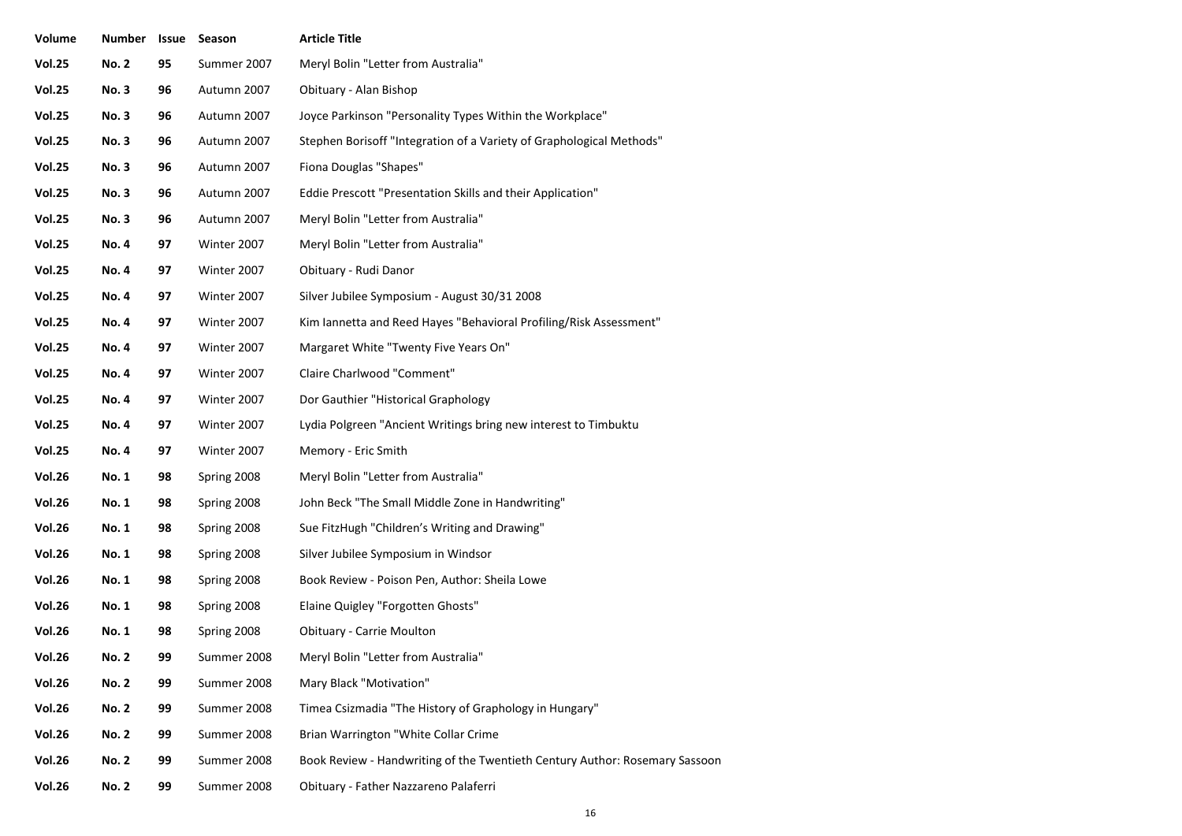| Volume | Number | Issue | Season | Article Title |
|---|---|---|---|---|
| **Vol.25** | **No. 2** | **95** | Summer 2007 | Meryl Bolin "Letter from Australia" |
| **Vol.25** | **No. 3** | **96** | Autumn 2007 | Obituary - Alan Bishop |
| **Vol.25** | **No. 3** | **96** | Autumn 2007 | Joyce Parkinson "Personality Types Within the Workplace" |
| **Vol.25** | **No. 3** | **96** | Autumn 2007 | Stephen Borisoff "Integration of a Variety of Graphological Methods" |
| **Vol.25** | **No. 3** | **96** | Autumn 2007 | Fiona Douglas "Shapes" |
| **Vol.25** | **No. 3** | **96** | Autumn 2007 | Eddie Prescott "Presentation Skills and their Application" |
| **Vol.25** | **No. 3** | **96** | Autumn 2007 | Meryl Bolin "Letter from Australia" |
| **Vol.25** | **No. 4** | **97** | Winter 2007 | Meryl Bolin "Letter from Australia" |
| **Vol.25** | **No. 4** | **97** | Winter 2007 | Obituary - Rudi Danor |
| **Vol.25** | **No. 4** | **97** | Winter 2007 | Silver Jubilee Symposium - August 30/31 2008 |
| **Vol.25** | **No. 4** | **97** | Winter 2007 | Kim Iannetta and Reed Hayes "Behavioral Profiling/Risk Assessment" |
| **Vol.25** | **No. 4** | **97** | Winter 2007 | Margaret White "Twenty Five Years On" |
| **Vol.25** | **No. 4** | **97** | Winter 2007 | Claire Charlwood "Comment" |
| **Vol.25** | **No. 4** | **97** | Winter 2007 | Dor Gauthier "Historical Graphology |
| **Vol.25** | **No. 4** | **97** | Winter 2007 | Lydia Polgreen "Ancient Writings bring new interest to Timbuktu |
| **Vol.25** | **No. 4** | **97** | Winter 2007 | Memory - Eric Smith |
| **Vol.26** | **No. 1** | **98** | Spring 2008 | Meryl Bolin "Letter from Australia" |
| **Vol.26** | **No. 1** | **98** | Spring 2008 | John Beck "The Small Middle Zone in Handwriting" |
| **Vol.26** | **No. 1** | **98** | Spring 2008 | Sue FitzHugh "Children's Writing and Drawing" |
| **Vol.26** | **No. 1** | **98** | Spring 2008 | Silver Jubilee Symposium in Windsor |
| **Vol.26** | **No. 1** | **98** | Spring 2008 | Book Review - Poison Pen, Author: Sheila Lowe |
| **Vol.26** | **No. 1** | **98** | Spring 2008 | Elaine Quigley "Forgotten Ghosts" |
| **Vol.26** | **No. 1** | **98** | Spring 2008 | Obituary - Carrie Moulton |
| **Vol.26** | **No. 2** | **99** | Summer 2008 | Meryl Bolin "Letter from Australia" |
| **Vol.26** | **No. 2** | **99** | Summer 2008 | Mary Black "Motivation" |
| **Vol.26** | **No. 2** | **99** | Summer 2008 | Timea Csizmadia "The History of Graphology in Hungary" |
| **Vol.26** | **No. 2** | **99** | Summer 2008 | Brian Warrington "White Collar Crime |
| **Vol.26** | **No. 2** | **99** | Summer 2008 | Book Review - Handwriting of the Twentieth Century Author: Rosemary Sassoon |
| **Vol.26** | **No. 2** | **99** | Summer 2008 | Obituary - Father Nazzareno Palaferri |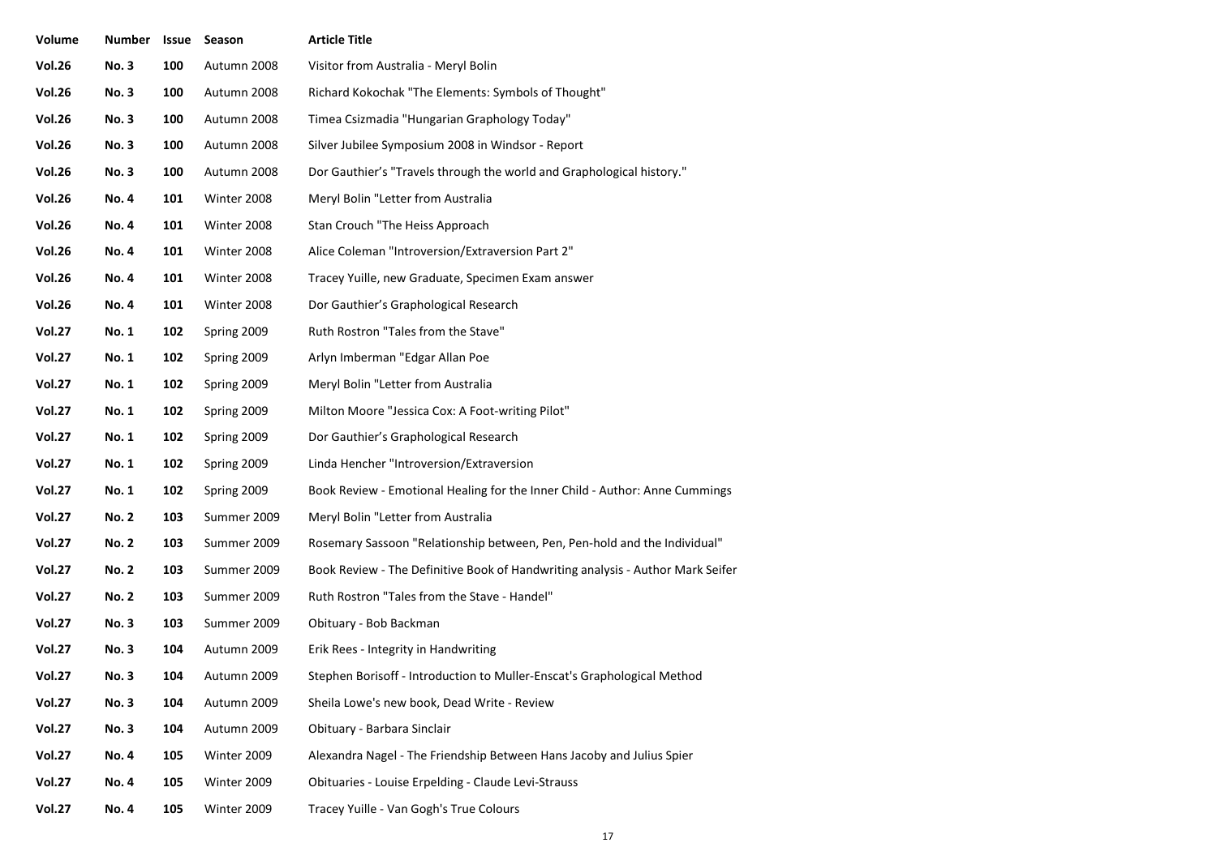| Volume | Number | Issue | Season | Article Title |
|---|---|---|---|---|
| **Vol.26** | **No. 3** | **100** | Autumn 2008 | Visitor from Australia - Meryl Bolin |
| **Vol.26** | **No. 3** | **100** | Autumn 2008 | Richard Kokochak "The Elements: Symbols of Thought" |
| **Vol.26** | **No. 3** | **100** | Autumn 2008 | Timea Csizmadia "Hungarian Graphology Today" |
| **Vol.26** | **No. 3** | **100** | Autumn 2008 | Silver Jubilee Symposium 2008 in Windsor - Report |
| **Vol.26** | **No. 3** | **100** | Autumn 2008 | Dor Gauthier's "Travels through the world and Graphological history." |
| **Vol.26** | **No. 4** | **101** | Winter 2008 | Meryl Bolin "Letter from Australia |
| **Vol.26** | **No. 4** | **101** | Winter 2008 | Stan Crouch "The Heiss Approach |
| **Vol.26** | **No. 4** | **101** | Winter 2008 | Alice Coleman "Introversion/Extraversion Part 2" |
| **Vol.26** | **No. 4** | **101** | Winter 2008 | Tracey Yuille, new Graduate, Specimen Exam answer |
| **Vol.26** | **No. 4** | **101** | Winter 2008 | Dor Gauthier's Graphological Research |
| **Vol.27** | **No. 1** | **102** | Spring 2009 | Ruth Rostron "Tales from the Stave" |
| **Vol.27** | **No. 1** | **102** | Spring 2009 | Arlyn Imberman "Edgar Allan Poe |
| **Vol.27** | **No. 1** | **102** | Spring 2009 | Meryl Bolin "Letter from Australia |
| **Vol.27** | **No. 1** | **102** | Spring 2009 | Milton Moore "Jessica Cox: A Foot-writing Pilot" |
| **Vol.27** | **No. 1** | **102** | Spring 2009 | Dor Gauthier's Graphological Research |
| **Vol.27** | **No. 1** | **102** | Spring 2009 | Linda Hencher "Introversion/Extraversion |
| **Vol.27** | **No. 1** | **102** | Spring 2009 | Book Review - Emotional Healing for the Inner Child - Author: Anne Cummings |
| **Vol.27** | **No. 2** | **103** | Summer 2009 | Meryl Bolin "Letter from Australia |
| **Vol.27** | **No. 2** | **103** | Summer 2009 | Rosemary Sassoon "Relationship between, Pen, Pen-hold and the Individual" |
| **Vol.27** | **No. 2** | **103** | Summer 2009 | Book Review - The Definitive Book of Handwriting analysis - Author Mark Seifer |
| **Vol.27** | **No. 2** | **103** | Summer 2009 | Ruth Rostron "Tales from the Stave - Handel" |
| **Vol.27** | **No. 3** | **103** | Summer 2009 | Obituary - Bob Backman |
| **Vol.27** | **No. 3** | **104** | Autumn 2009 | Erik Rees - Integrity in Handwriting |
| **Vol.27** | **No. 3** | **104** | Autumn 2009 | Stephen Borisoff - Introduction to Muller-Enscat's Graphological Method |
| **Vol.27** | **No. 3** | **104** | Autumn 2009 | Sheila Lowe's new book, Dead Write - Review |
| **Vol.27** | **No. 3** | **104** | Autumn 2009 | Obituary - Barbara Sinclair |
| **Vol.27** | **No. 4** | **105** | Winter 2009 | Alexandra Nagel - The Friendship Between Hans Jacoby and Julius Spier |
| **Vol.27** | **No. 4** | **105** | Winter 2009 | Obituaries - Louise Erpelding - Claude Levi-Strauss |
| **Vol.27** | **No. 4** | **105** | Winter 2009 | Tracey Yuille - Van Gogh's True Colours |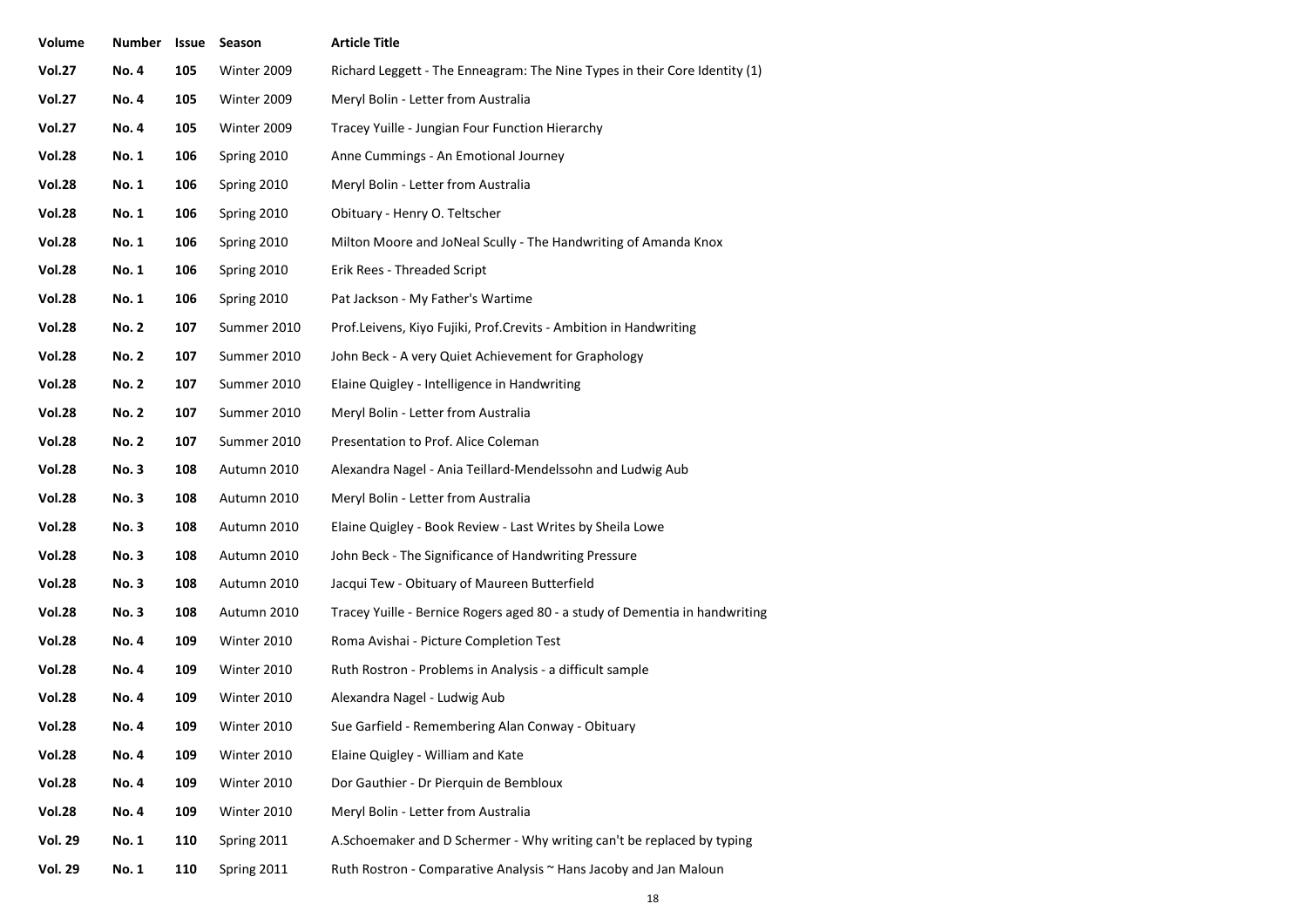| Volume | Number | Issue | Season | Article Title |
|---|---|---|---|---|
| **Vol.27** | **No. 4** | **105** | Winter 2009 | Richard Leggett - The Enneagram: The Nine Types in their Core Identity (1) |
| **Vol.27** | **No. 4** | **105** | Winter 2009 | Meryl Bolin - Letter from Australia |
| **Vol.27** | **No. 4** | **105** | Winter 2009 | Tracey Yuille - Jungian Four Function Hierarchy |
| **Vol.28** | **No. 1** | **106** | Spring 2010 | Anne Cummings - An Emotional Journey |
| **Vol.28** | **No. 1** | **106** | Spring 2010 | Meryl Bolin - Letter from Australia |
| **Vol.28** | **No. 1** | **106** | Spring 2010 | Obituary - Henry O. Teltscher |
| **Vol.28** | **No. 1** | **106** | Spring 2010 | Milton Moore and JoNeal Scully - The Handwriting of Amanda Knox |
| **Vol.28** | **No. 1** | **106** | Spring 2010 | Erik Rees - Threaded Script |
| **Vol.28** | **No. 1** | **106** | Spring 2010 | Pat Jackson - My Father's Wartime |
| **Vol.28** | **No. 2** | **107** | Summer 2010 | Prof.Leivens, Kiyo Fujiki, Prof.Crevits - Ambition in Handwriting |
| **Vol.28** | **No. 2** | **107** | Summer 2010 | John Beck - A very Quiet Achievement for Graphology |
| **Vol.28** | **No. 2** | **107** | Summer 2010 | Elaine Quigley - Intelligence in Handwriting |
| **Vol.28** | **No. 2** | **107** | Summer 2010 | Meryl Bolin - Letter from Australia |
| **Vol.28** | **No. 2** | **107** | Summer 2010 | Presentation to Prof. Alice Coleman |
| **Vol.28** | **No. 3** | **108** | Autumn 2010 | Alexandra Nagel - Ania Teillard-Mendelssohn and Ludwig Aub |
| **Vol.28** | **No. 3** | **108** | Autumn 2010 | Meryl Bolin - Letter from Australia |
| **Vol.28** | **No. 3** | **108** | Autumn 2010 | Elaine Quigley - Book Review - Last Writes by Sheila Lowe |
| **Vol.28** | **No. 3** | **108** | Autumn 2010 | John Beck - The Significance of Handwriting Pressure |
| **Vol.28** | **No. 3** | **108** | Autumn 2010 | Jacqui Tew - Obituary of Maureen Butterfield |
| **Vol.28** | **No. 3** | **108** | Autumn 2010 | Tracey Yuille - Bernice Rogers aged 80 - a study of Dementia in handwriting |
| **Vol.28** | **No. 4** | **109** | Winter 2010 | Roma Avishai - Picture Completion Test |
| **Vol.28** | **No. 4** | **109** | Winter 2010 | Ruth Rostron - Problems in Analysis - a difficult sample |
| **Vol.28** | **No. 4** | **109** | Winter 2010 | Alexandra Nagel - Ludwig Aub |
| **Vol.28** | **No. 4** | **109** | Winter 2010 | Sue Garfield - Remembering Alan Conway - Obituary |
| **Vol.28** | **No. 4** | **109** | Winter 2010 | Elaine Quigley - William and Kate |
| **Vol.28** | **No. 4** | **109** | Winter 2010 | Dor Gauthier - Dr Pierquin de Bembloux |
| **Vol.28** | **No. 4** | **109** | Winter 2010 | Meryl Bolin - Letter from Australia |
| **Vol. 29** | **No. 1** | **110** | Spring 2011 | A.Schoemaker and D Schermer - Why writing can't be replaced by typing |
| **Vol. 29** | **No. 1** | **110** | Spring 2011 | Ruth Rostron - Comparative Analysis ~ Hans Jacoby and Jan Maloun |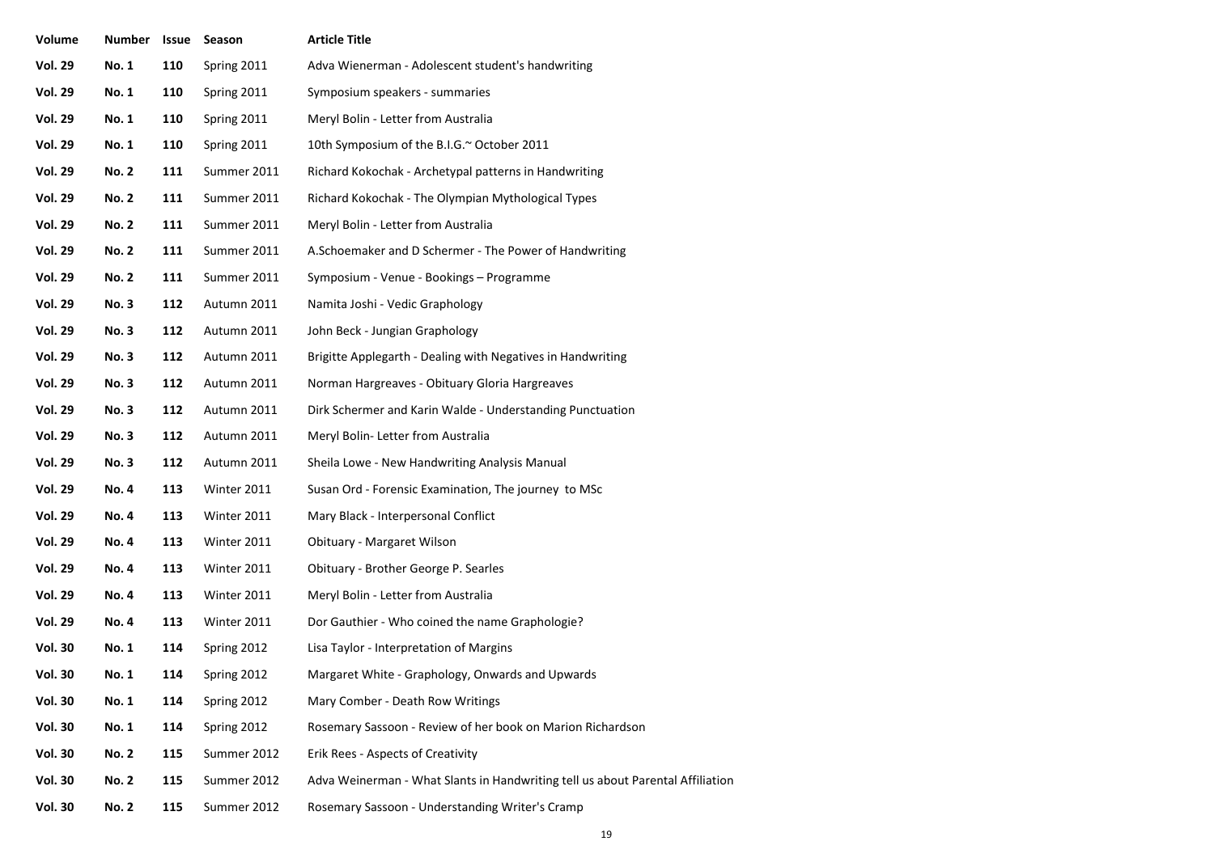| Volume | Number | Issue | Season | Article Title |
|---|---|---|---|---|
| **Vol. 29** | **No. 1** | **110** | Spring 2011 | Adva Wienerman - Adolescent student's handwriting |
| **Vol. 29** | **No. 1** | **110** | Spring 2011 | Symposium speakers - summaries |
| **Vol. 29** | **No. 1** | **110** | Spring 2011 | Meryl Bolin - Letter from Australia |
| **Vol. 29** | **No. 1** | **110** | Spring 2011 | 10th Symposium of the B.I.G.~ October 2011 |
| **Vol. 29** | **No. 2** | **111** | Summer 2011 | Richard Kokochak - Archetypal patterns in Handwriting |
| **Vol. 29** | **No. 2** | **111** | Summer 2011 | Richard Kokochak - The Olympian Mythological Types |
| **Vol. 29** | **No. 2** | **111** | Summer 2011 | Meryl Bolin - Letter from Australia |
| **Vol. 29** | **No. 2** | **111** | Summer 2011 | A.Schoemaker and D Schermer - The Power of Handwriting |
| **Vol. 29** | **No. 2** | **111** | Summer 2011 | Symposium - Venue - Bookings – Programme |
| **Vol. 29** | **No. 3** | **112** | Autumn 2011 | Namita Joshi - Vedic Graphology |
| **Vol. 29** | **No. 3** | **112** | Autumn 2011 | John Beck - Jungian Graphology |
| **Vol. 29** | **No. 3** | **112** | Autumn 2011 | Brigitte Applegarth - Dealing with Negatives in Handwriting |
| **Vol. 29** | **No. 3** | **112** | Autumn 2011 | Norman Hargreaves - Obituary Gloria Hargreaves |
| **Vol. 29** | **No. 3** | **112** | Autumn 2011 | Dirk Schermer and Karin Walde - Understanding Punctuation |
| **Vol. 29** | **No. 3** | **112** | Autumn 2011 | Meryl Bolin- Letter from Australia |
| **Vol. 29** | **No. 3** | **112** | Autumn 2011 | Sheila Lowe - New Handwriting Analysis Manual |
| **Vol. 29** | **No. 4** | **113** | Winter 2011 | Susan Ord - Forensic Examination, The journey to MSc |
| **Vol. 29** | **No. 4** | **113** | Winter 2011 | Mary Black - Interpersonal Conflict |
| **Vol. 29** | **No. 4** | **113** | Winter 2011 | Obituary - Margaret Wilson |
| **Vol. 29** | **No. 4** | **113** | Winter 2011 | Obituary - Brother George P. Searles |
| **Vol. 29** | **No. 4** | **113** | Winter 2011 | Meryl Bolin - Letter from Australia |
| **Vol. 29** | **No. 4** | **113** | Winter 2011 | Dor Gauthier - Who coined the name Graphologie? |
| **Vol. 30** | **No. 1** | **114** | Spring 2012 | Lisa Taylor - Interpretation of Margins |
| **Vol. 30** | **No. 1** | **114** | Spring 2012 | Margaret White - Graphology, Onwards and Upwards |
| **Vol. 30** | **No. 1** | **114** | Spring 2012 | Mary Comber - Death Row Writings |
| **Vol. 30** | **No. 1** | **114** | Spring 2012 | Rosemary Sassoon - Review of her book on Marion Richardson |
| **Vol. 30** | **No. 2** | **115** | Summer 2012 | Erik Rees - Aspects of Creativity |
| **Vol. 30** | **No. 2** | **115** | Summer 2012 | Adva Weinerman - What Slants in Handwriting tell us about Parental Affiliation |
| **Vol. 30** | **No. 2** | **115** | Summer 2012 | Rosemary Sassoon - Understanding Writer's Cramp |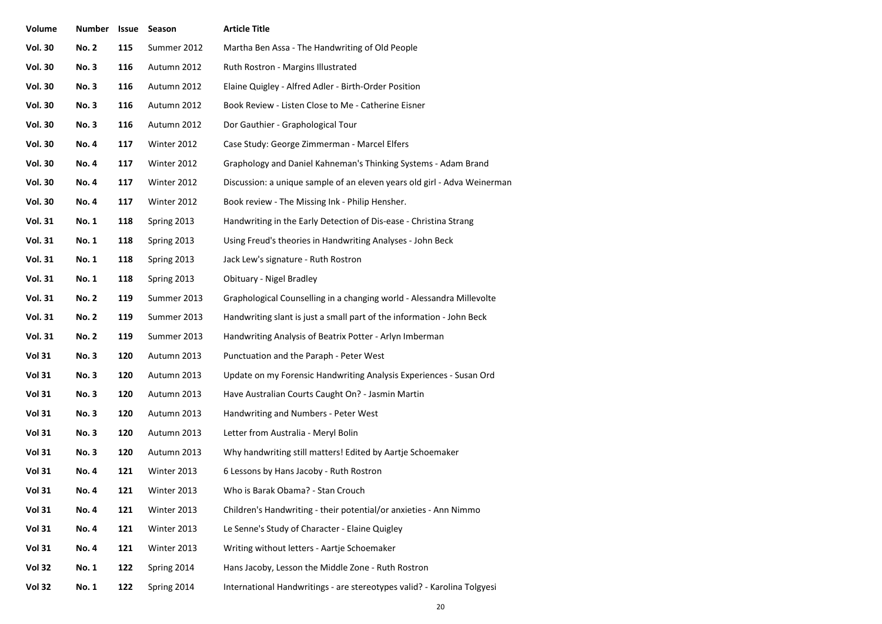| Volume | Number | Issue | Season | Article Title |
|---|---|---|---|---|
| **Vol. 30** | **No. 2** | **115** | Summer 2012 | Martha Ben Assa - The Handwriting of Old People |
| **Vol. 30** | **No. 3** | **116** | Autumn 2012 | Ruth Rostron - Margins Illustrated |
| **Vol. 30** | **No. 3** | **116** | Autumn 2012 | Elaine Quigley - Alfred Adler - Birth-Order Position |
| **Vol. 30** | **No. 3** | **116** | Autumn 2012 | Book Review - Listen Close to Me - Catherine Eisner |
| **Vol. 30** | **No. 3** | **116** | Autumn 2012 | Dor Gauthier - Graphological Tour |
| **Vol. 30** | **No. 4** | **117** | Winter 2012 | Case Study: George Zimmerman - Marcel Elfers |
| **Vol. 30** | **No. 4** | **117** | Winter 2012 | Graphology and Daniel Kahneman's Thinking Systems - Adam Brand |
| **Vol. 30** | **No. 4** | **117** | Winter 2012 | Discussion: a unique sample of an eleven years old girl - Adva Weinerman |
| **Vol. 30** | **No. 4** | **117** | Winter 2012 | Book review - The Missing Ink - Philip Hensher. |
| **Vol. 31** | **No. 1** | **118** | Spring 2013 | Handwriting in the Early Detection of Dis-ease - Christina Strang |
| **Vol. 31** | **No. 1** | **118** | Spring 2013 | Using Freud's theories in Handwriting Analyses - John Beck |
| **Vol. 31** | **No. 1** | **118** | Spring 2013 | Jack Lew's signature - Ruth Rostron |
| **Vol. 31** | **No. 1** | **118** | Spring 2013 | Obituary - Nigel Bradley |
| **Vol. 31** | **No. 2** | **119** | Summer 2013 | Graphological Counselling in a changing world - Alessandra Millevolte |
| **Vol. 31** | **No. 2** | **119** | Summer 2013 | Handwriting slant is just a small part of the information - John Beck |
| **Vol. 31** | **No. 2** | **119** | Summer 2013 | Handwriting Analysis of Beatrix Potter - Arlyn Imberman |
| **Vol 31** | **No. 3** | **120** | Autumn 2013 | Punctuation and the Paraph - Peter West |
| **Vol 31** | **No. 3** | **120** | Autumn 2013 | Update on my Forensic Handwriting Analysis Experiences - Susan Ord |
| **Vol 31** | **No. 3** | **120** | Autumn 2013 | Have Australian Courts Caught On? - Jasmin Martin |
| **Vol 31** | **No. 3** | **120** | Autumn 2013 | Handwriting and Numbers - Peter West |
| **Vol 31** | **No. 3** | **120** | Autumn 2013 | Letter from Australia - Meryl Bolin |
| **Vol 31** | **No. 3** | **120** | Autumn 2013 | Why handwriting still matters! Edited by Aartje Schoemaker |
| **Vol 31** | **No. 4** | **121** | Winter 2013 | 6 Lessons by Hans Jacoby - Ruth Rostron |
| **Vol 31** | **No. 4** | **121** | Winter 2013 | Who is Barak Obama? - Stan Crouch |
| **Vol 31** | **No. 4** | **121** | Winter 2013 | Children's Handwriting - their potential/or anxieties - Ann Nimmo |
| **Vol 31** | **No. 4** | **121** | Winter 2013 | Le Senne's Study of Character - Elaine Quigley |
| **Vol 31** | **No. 4** | **121** | Winter 2013 | Writing without letters - Aartje Schoemaker |
| **Vol 32** | **No. 1** | **122** | Spring 2014 | Hans Jacoby, Lesson the Middle Zone - Ruth Rostron |
| **Vol 32** | **No. 1** | **122** | Spring 2014 | International Handwritings - are stereotypes valid? - Karolina Tolgyesi |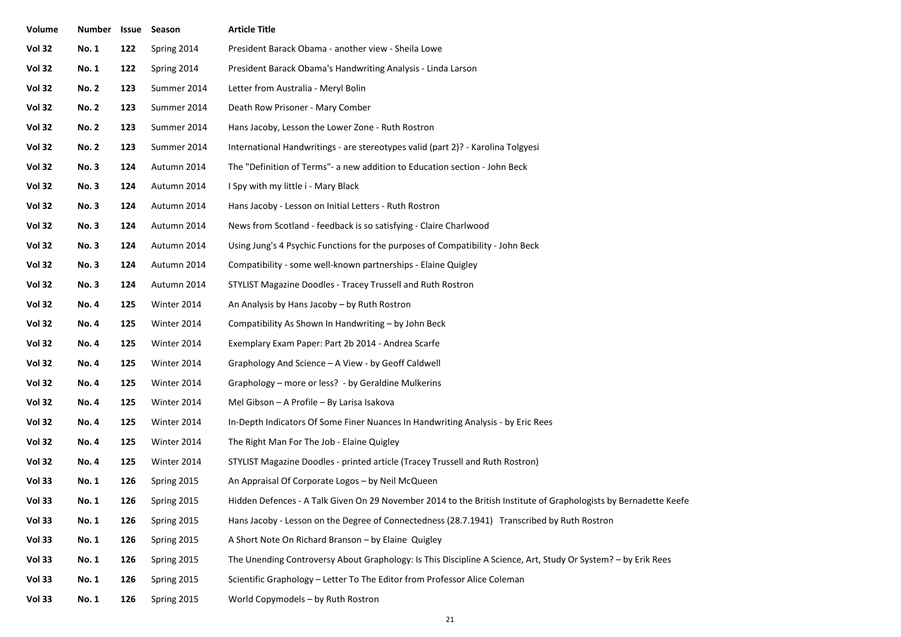| Volume | Number | Issue | Season | Article Title |
|---|---|---|---|---|
| **Vol 32** | **No. 1** | **122** | Spring 2014 | President Barack Obama - another view - Sheila Lowe |
| **Vol 32** | **No. 1** | **122** | Spring 2014 | President Barack Obama's Handwriting Analysis - Linda Larson |
| **Vol 32** | **No. 2** | **123** | Summer 2014 | Letter from Australia - Meryl Bolin |
| **Vol 32** | **No. 2** | **123** | Summer 2014 | Death Row Prisoner - Mary Comber |
| **Vol 32** | **No. 2** | **123** | Summer 2014 | Hans Jacoby, Lesson the Lower Zone - Ruth Rostron |
| **Vol 32** | **No. 2** | **123** | Summer 2014 | International Handwritings - are stereotypes valid (part 2)? - Karolina Tolgyesi |
| **Vol 32** | **No. 3** | **124** | Autumn 2014 | The "Definition of Terms"- a new addition to Education section - John Beck |
| **Vol 32** | **No. 3** | **124** | Autumn 2014 | I Spy with my little i - Mary Black |
| **Vol 32** | **No. 3** | **124** | Autumn 2014 | Hans Jacoby - Lesson on Initial Letters - Ruth Rostron |
| **Vol 32** | **No. 3** | **124** | Autumn 2014 | News from Scotland - feedback is so satisfying - Claire Charlwood |
| **Vol 32** | **No. 3** | **124** | Autumn 2014 | Using Jung's 4 Psychic Functions for the purposes of Compatibility - John Beck |
| **Vol 32** | **No. 3** | **124** | Autumn 2014 | Compatibility - some well-known partnerships - Elaine Quigley |
| **Vol 32** | **No. 3** | **124** | Autumn 2014 | STYLIST Magazine Doodles - Tracey Trussell and Ruth Rostron |
| **Vol 32** | **No. 4** | **125** | Winter 2014 | An Analysis by Hans Jacoby – by Ruth Rostron |
| **Vol 32** | **No. 4** | **125** | Winter 2014 | Compatibility As Shown In Handwriting – by John Beck |
| **Vol 32** | **No. 4** | **125** | Winter 2014 | Exemplary Exam Paper: Part 2b 2014 - Andrea Scarfe |
| **Vol 32** | **No. 4** | **125** | Winter 2014 | Graphology And Science – A View - by Geoff Caldwell |
| **Vol 32** | **No. 4** | **125** | Winter 2014 | Graphology – more or less? - by Geraldine Mulkerins |
| **Vol 32** | **No. 4** | **125** | Winter 2014 | Mel Gibson – A Profile – By Larisa Isakova |
| **Vol 32** | **No. 4** | **125** | Winter 2014 | In-Depth Indicators Of Some Finer Nuances In Handwriting Analysis - by Eric Rees |
| **Vol 32** | **No. 4** | **125** | Winter 2014 | The Right Man For The Job - Elaine Quigley |
| **Vol 32** | **No. 4** | **125** | Winter 2014 | STYLIST Magazine Doodles - printed article (Tracey Trussell and Ruth Rostron) |
| **Vol 33** | **No. 1** | **126** | Spring 2015 | An Appraisal Of Corporate Logos – by Neil McQueen |
| **Vol 33** | **No. 1** | **126** | Spring 2015 | Hidden Defences - A Talk Given On 29 November 2014 to the British Institute of Graphologists by Bernadette Keefe |
| **Vol 33** | **No. 1** | **126** | Spring 2015 | Hans Jacoby - Lesson on the Degree of Connectedness (28.7.1941) Transcribed by Ruth Rostron |
| **Vol 33** | **No. 1** | **126** | Spring 2015 | A Short Note On Richard Branson – by Elaine Quigley |
| **Vol 33** | **No. 1** | **126** | Spring 2015 | The Unending Controversy About Graphology: Is This Discipline A Science, Art, Study Or System? – by Erik Rees |
| **Vol 33** | **No. 1** | **126** | Spring 2015 | Scientific Graphology – Letter To The Editor from Professor Alice Coleman |
| **Vol 33** | **No. 1** | **126** | Spring 2015 | World Copymodels – by Ruth Rostron |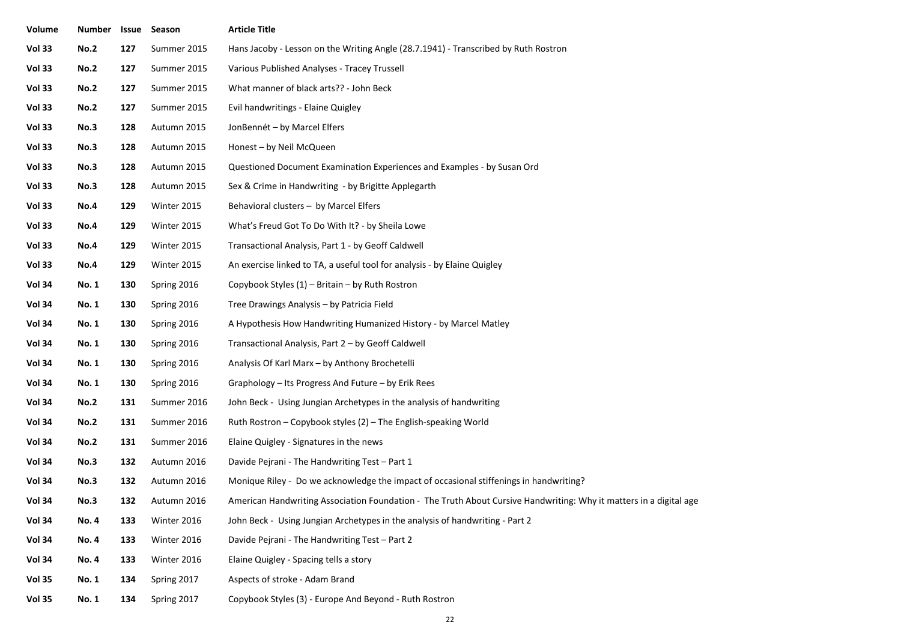| Volume | Number | Issue | Season | Article Title |
|---|---|---|---|---|
| Vol 33 | No.2 | 127 | Summer 2015 | Hans Jacoby - Lesson on the Writing Angle (28.7.1941) - Transcribed by Ruth Rostron |
| Vol 33 | No.2 | 127 | Summer 2015 | Various Published Analyses - Tracey Trussell |
| Vol 33 | No.2 | 127 | Summer 2015 | What manner of black arts?? - John Beck |
| Vol 33 | No.2 | 127 | Summer 2015 | Evil handwritings - Elaine Quigley |
| Vol 33 | No.3 | 128 | Autumn 2015 | JonBennét – by Marcel Elfers |
| Vol 33 | No.3 | 128 | Autumn 2015 | Honest – by Neil McQueen |
| Vol 33 | No.3 | 128 | Autumn 2015 | Questioned Document Examination Experiences and Examples - by Susan Ord |
| Vol 33 | No.3 | 128 | Autumn 2015 | Sex & Crime in Handwriting - by Brigitte Applegarth |
| Vol 33 | No.4 | 129 | Winter 2015 | Behavioral clusters – by Marcel Elfers |
| Vol 33 | No.4 | 129 | Winter 2015 | What's Freud Got To Do With It? - by Sheila Lowe |
| Vol 33 | No.4 | 129 | Winter 2015 | Transactional Analysis, Part 1 - by Geoff Caldwell |
| Vol 33 | No.4 | 129 | Winter 2015 | An exercise linked to TA, a useful tool for analysis - by Elaine Quigley |
| Vol 34 | No. 1 | 130 | Spring 2016 | Copybook Styles (1) – Britain – by Ruth Rostron |
| Vol 34 | No. 1 | 130 | Spring 2016 | Tree Drawings Analysis – by Patricia Field |
| Vol 34 | No. 1 | 130 | Spring 2016 | A Hypothesis How Handwriting Humanized History - by Marcel Matley |
| Vol 34 | No. 1 | 130 | Spring 2016 | Transactional Analysis, Part 2 – by Geoff Caldwell |
| Vol 34 | No. 1 | 130 | Spring 2016 | Analysis Of Karl Marx – by Anthony Brochetelli |
| Vol 34 | No. 1 | 130 | Spring 2016 | Graphology – Its Progress And Future – by Erik Rees |
| Vol 34 | No.2 | 131 | Summer 2016 | John Beck - Using Jungian Archetypes in the analysis of handwriting |
| Vol 34 | No.2 | 131 | Summer 2016 | Ruth Rostron – Copybook styles (2) – The English-speaking World |
| Vol 34 | No.2 | 131 | Summer 2016 | Elaine Quigley - Signatures in the news |
| Vol 34 | No.3 | 132 | Autumn 2016 | Davide Pejrani - The Handwriting Test – Part 1 |
| Vol 34 | No.3 | 132 | Autumn 2016 | Monique Riley - Do we acknowledge the impact of occasional stiffenings in handwriting? |
| Vol 34 | No.3 | 132 | Autumn 2016 | American Handwriting Association Foundation - The Truth About Cursive Handwriting: Why it matters in a digital age |
| Vol 34 | No. 4 | 133 | Winter 2016 | John Beck - Using Jungian Archetypes in the analysis of handwriting - Part 2 |
| Vol 34 | No. 4 | 133 | Winter 2016 | Davide Pejrani - The Handwriting Test – Part 2 |
| Vol 34 | No. 4 | 133 | Winter 2016 | Elaine Quigley - Spacing tells a story |
| Vol 35 | No. 1 | 134 | Spring 2017 | Aspects of stroke - Adam Brand |
| Vol 35 | No. 1 | 134 | Spring 2017 | Copybook Styles (3) - Europe And Beyond - Ruth Rostron |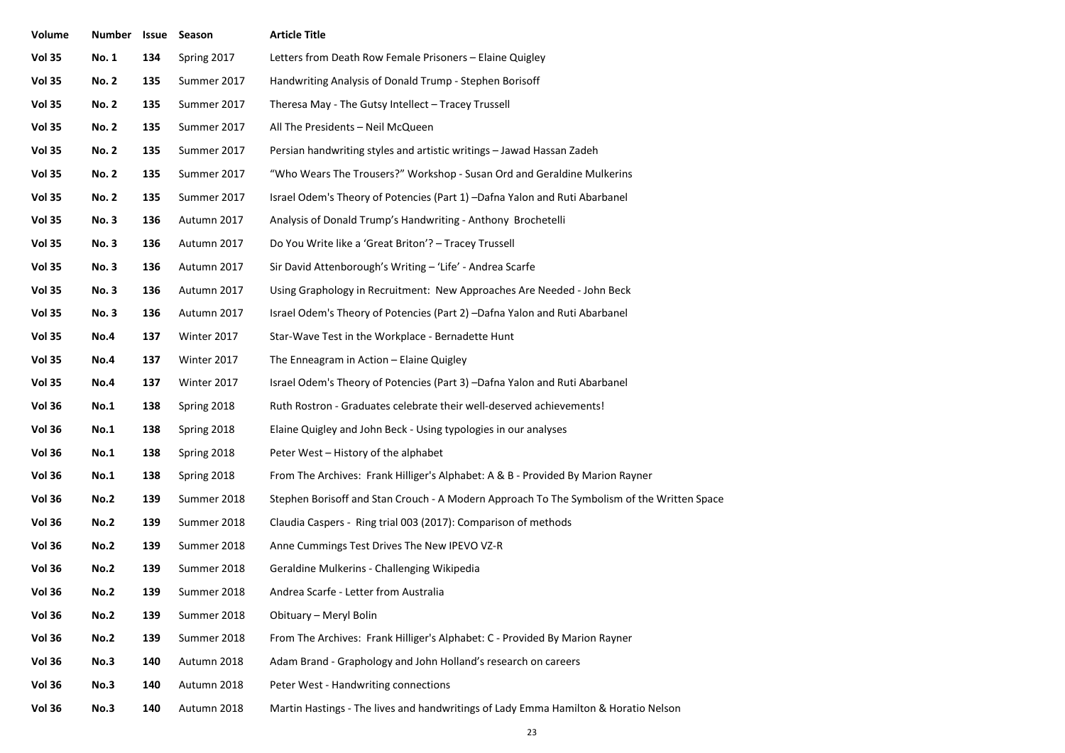| Volume | Number | Issue | Season | Article Title |
|---|---|---|---|---|
| **Vol 35** | **No. 1** | **134** | Spring 2017 | Letters from Death Row Female Prisoners – Elaine Quigley |
| **Vol 35** | **No. 2** | **135** | Summer 2017 | Handwriting Analysis of Donald Trump - Stephen Borisoff |
| **Vol 35** | **No. 2** | **135** | Summer 2017 | Theresa May - The Gutsy Intellect – Tracey Trussell |
| **Vol 35** | **No. 2** | **135** | Summer 2017 | All The Presidents – Neil McQueen |
| **Vol 35** | **No. 2** | **135** | Summer 2017 | Persian handwriting styles and artistic writings – Jawad Hassan Zadeh |
| **Vol 35** | **No. 2** | **135** | Summer 2017 | “Who Wears The Trousers?” Workshop - Susan Ord and Geraldine Mulkerins |
| **Vol 35** | **No. 2** | **135** | Summer 2017 | Israel Odem's Theory of Potencies (Part 1) –Dafna Yalon and Ruti Abarbanel |
| **Vol 35** | **No. 3** | **136** | Autumn 2017 | Analysis of Donald Trump’s Handwriting - Anthony Brochetelli |
| **Vol 35** | **No. 3** | **136** | Autumn 2017 | Do You Write like a ‘Great Briton’? – Tracey Trussell |
| **Vol 35** | **No. 3** | **136** | Autumn 2017 | Sir David Attenborough’s Writing – ‘Life’ - Andrea Scarfe |
| **Vol 35** | **No. 3** | **136** | Autumn 2017 | Using Graphology in Recruitment: New Approaches Are Needed - John Beck |
| **Vol 35** | **No. 3** | **136** | Autumn 2017 | Israel Odem's Theory of Potencies (Part 2) –Dafna Yalon and Ruti Abarbanel |
| **Vol 35** | **No.4** | **137** | Winter 2017 | Star-Wave Test in the Workplace - Bernadette Hunt |
| **Vol 35** | **No.4** | **137** | Winter 2017 | The Enneagram in Action – Elaine Quigley |
| **Vol 35** | **No.4** | **137** | Winter 2017 | Israel Odem's Theory of Potencies (Part 3) –Dafna Yalon and Ruti Abarbanel |
| **Vol 36** | **No.1** | **138** | Spring 2018 | Ruth Rostron - Graduates celebrate their well-deserved achievements! |
| **Vol 36** | **No.1** | **138** | Spring 2018 | Elaine Quigley and John Beck - Using typologies in our analyses |
| **Vol 36** | **No.1** | **138** | Spring 2018 | Peter West – History of the alphabet |
| **Vol 36** | **No.1** | **138** | Spring 2018 | From The Archives: Frank Hilliger's Alphabet: A & B - Provided By Marion Rayner |
| **Vol 36** | **No.2** | **139** | Summer 2018 | Stephen Borisoff and Stan Crouch - A Modern Approach To The Symbolism of the Written Space |
| **Vol 36** | **No.2** | **139** | Summer 2018 | Claudia Caspers - Ring trial 003 (2017): Comparison of methods |
| **Vol 36** | **No.2** | **139** | Summer 2018 | Anne Cummings Test Drives The New IPEVO VZ-R |
| **Vol 36** | **No.2** | **139** | Summer 2018 | Geraldine Mulkerins - Challenging Wikipedia |
| **Vol 36** | **No.2** | **139** | Summer 2018 | Andrea Scarfe - Letter from Australia |
| **Vol 36** | **No.2** | **139** | Summer 2018 | Obituary – Meryl Bolin |
| **Vol 36** | **No.2** | **139** | Summer 2018 | From The Archives: Frank Hilliger's Alphabet: C - Provided By Marion Rayner |
| **Vol 36** | **No.3** | **140** | Autumn 2018 | Adam Brand - Graphology and John Holland’s research on careers |
| **Vol 36** | **No.3** | **140** | Autumn 2018 | Peter West - Handwriting connections |
| **Vol 36** | **No.3** | **140** | Autumn 2018 | Martin Hastings - The lives and handwritings of Lady Emma Hamilton & Horatio Nelson |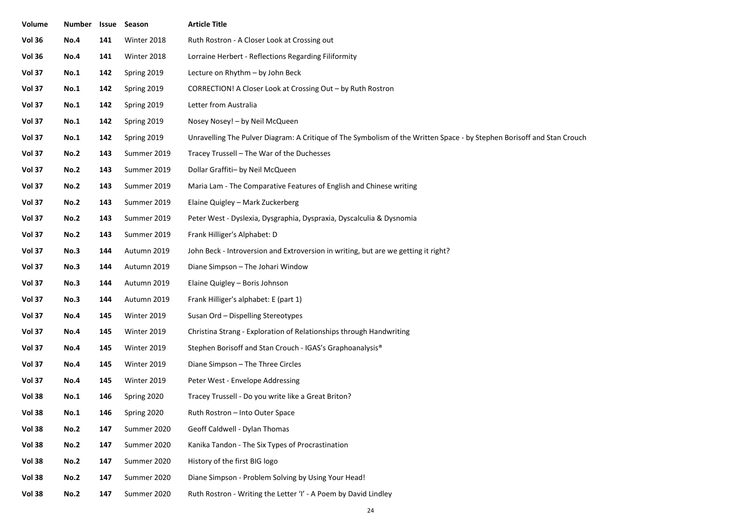| Volume | Number | Issue | Season | Article Title |
|---|---|---|---|---|
| **Vol 36** | **No.4** | **141** | Winter 2018 | Ruth Rostron - A Closer Look at Crossing out |
| **Vol 36** | **No.4** | **141** | Winter 2018 | Lorraine Herbert - Reflections Regarding Filiformity |
| **Vol 37** | **No.1** | **142** | Spring 2019 | Lecture on Rhythm – by John Beck |
| **Vol 37** | **No.1** | **142** | Spring 2019 | CORRECTION! A Closer Look at Crossing Out – by Ruth Rostron |
| **Vol 37** | **No.1** | **142** | Spring 2019 | Letter from Australia |
| **Vol 37** | **No.1** | **142** | Spring 2019 | Nosey Nosey! – by Neil McQueen |
| **Vol 37** | **No.1** | **142** | Spring 2019 | Unravelling The Pulver Diagram: A Critique of The Symbolism of the Written Space - by Stephen Borisoff and Stan Crouch |
| **Vol 37** | **No.2** | **143** | Summer 2019 | Tracey Trussell – The War of the Duchesses |
| **Vol 37** | **No.2** | **143** | Summer 2019 | Dollar Graffiti– by Neil McQueen |
| **Vol 37** | **No.2** | **143** | Summer 2019 | Maria Lam - The Comparative Features of English and Chinese writing |
| **Vol 37** | **No.2** | **143** | Summer 2019 | Elaine Quigley – Mark Zuckerberg |
| **Vol 37** | **No.2** | **143** | Summer 2019 | Peter West - Dyslexia, Dysgraphia, Dyspraxia, Dyscalculia & Dysnomia |
| **Vol 37** | **No.2** | **143** | Summer 2019 | Frank Hilliger's Alphabet: D |
| **Vol 37** | **No.3** | **144** | Autumn 2019 | John Beck - Introversion and Extroversion in writing, but are we getting it right? |
| **Vol 37** | **No.3** | **144** | Autumn 2019 | Diane Simpson – The Johari Window |
| **Vol 37** | **No.3** | **144** | Autumn 2019 | Elaine Quigley – Boris Johnson |
| **Vol 37** | **No.3** | **144** | Autumn 2019 | Frank Hilliger's alphabet: E (part 1) |
| **Vol 37** | **No.4** | **145** | Winter 2019 | Susan Ord – Dispelling Stereotypes |
| **Vol 37** | **No.4** | **145** | Winter 2019 | Christina Strang - Exploration of Relationships through Handwriting |
| **Vol 37** | **No.4** | **145** | Winter 2019 | Stephen Borisoff and Stan Crouch - IGAS's Graphoanalysis® |
| **Vol 37** | **No.4** | **145** | Winter 2019 | Diane Simpson – The Three Circles |
| **Vol 37** | **No.4** | **145** | Winter 2019 | Peter West - Envelope Addressing |
| **Vol 38** | **No.1** | **146** | Spring 2020 | Tracey Trussell - Do you write like a Great Briton? |
| **Vol 38** | **No.1** | **146** | Spring 2020 | Ruth Rostron – Into Outer Space |
| **Vol 38** | **No.2** | **147** | Summer 2020 | Geoff Caldwell - Dylan Thomas |
| **Vol 38** | **No.2** | **147** | Summer 2020 | Kanika Tandon - The Six Types of Procrastination |
| **Vol 38** | **No.2** | **147** | Summer 2020 | History of the first BIG logo |
| **Vol 38** | **No.2** | **147** | Summer 2020 | Diane Simpson - Problem Solving by Using Your Head! |
| **Vol 38** | **No.2** | **147** | Summer 2020 | Ruth Rostron - Writing the Letter 'I' - A Poem by David Lindley |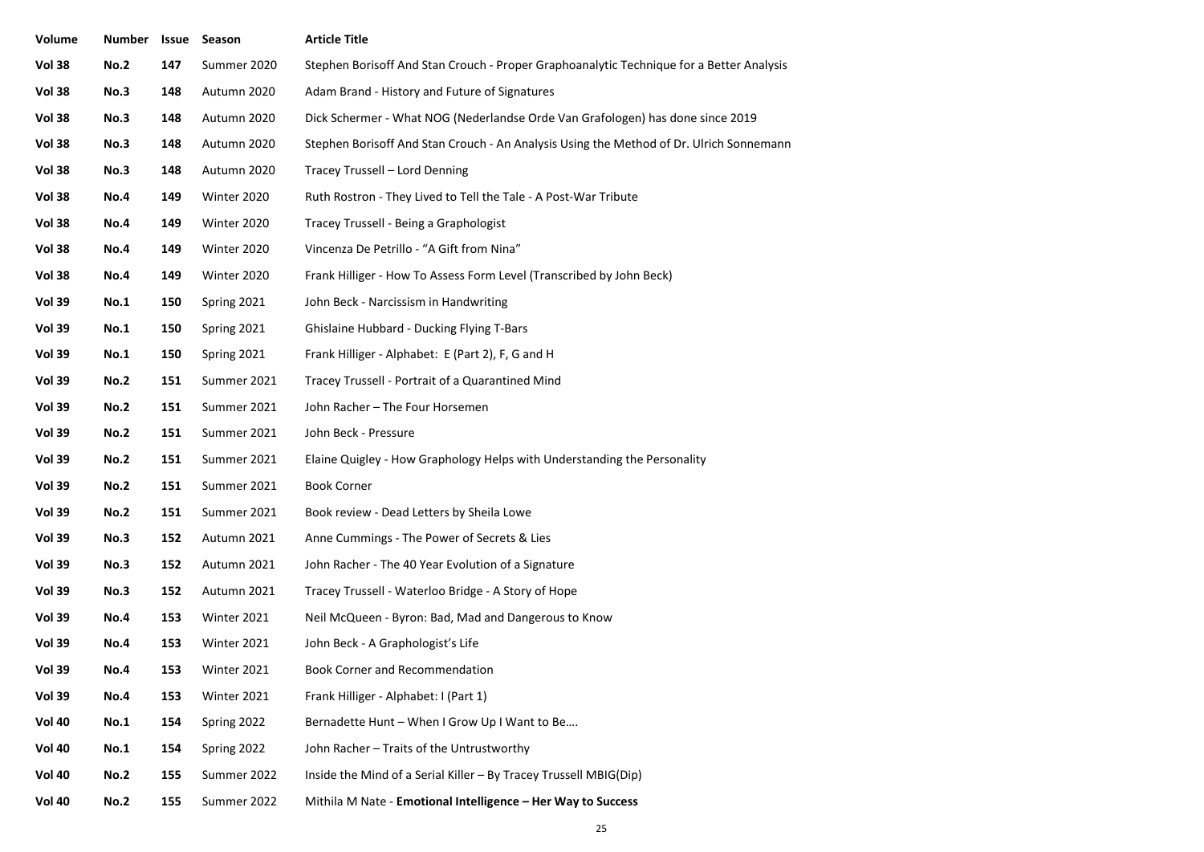| Volume | Number | Issue | Season | Article Title |
|---|---|---|---|---|
| **Vol 38** | **No.2** | **147** | Summer 2020 | Stephen Borisoff And Stan Crouch - Proper Graphoanalytic Technique for a Better Analysis |
| **Vol 38** | **No.3** | **148** | Autumn 2020 | Adam Brand - History and Future of Signatures |
| **Vol 38** | **No.3** | **148** | Autumn 2020 | Dick Schermer - What NOG (Nederlandse Orde Van Grafologen) has done since 2019 |
| **Vol 38** | **No.3** | **148** | Autumn 2020 | Stephen Borisoff And Stan Crouch - An Analysis Using the Method of Dr. Ulrich Sonnemann |
| **Vol 38** | **No.3** | **148** | Autumn 2020 | Tracey Trussell – Lord Denning |
| **Vol 38** | **No.4** | **149** | Winter 2020 | Ruth Rostron - They Lived to Tell the Tale - A Post-War Tribute |
| **Vol 38** | **No.4** | **149** | Winter 2020 | Tracey Trussell - Being a Graphologist |
| **Vol 38** | **No.4** | **149** | Winter 2020 | Vincenza De Petrillo - "A Gift from Nina" |
| **Vol 38** | **No.4** | **149** | Winter 2020 | Frank Hilliger - How To Assess Form Level (Transcribed by John Beck) |
| **Vol 39** | **No.1** | **150** | Spring 2021 | John Beck - Narcissism in Handwriting |
| **Vol 39** | **No.1** | **150** | Spring 2021 | Ghislaine Hubbard - Ducking Flying T-Bars |
| **Vol 39** | **No.1** | **150** | Spring 2021 | Frank Hilliger - Alphabet: E (Part 2), F, G and H |
| **Vol 39** | **No.2** | **151** | Summer 2021 | Tracey Trussell - Portrait of a Quarantined Mind |
| **Vol 39** | **No.2** | **151** | Summer 2021 | John Racher – The Four Horsemen |
| **Vol 39** | **No.2** | **151** | Summer 2021 | John Beck - Pressure |
| **Vol 39** | **No.2** | **151** | Summer 2021 | Elaine Quigley - How Graphology Helps with Understanding the Personality |
| **Vol 39** | **No.2** | **151** | Summer 2021 | Book Corner |
| **Vol 39** | **No.2** | **151** | Summer 2021 | Book review - Dead Letters by Sheila Lowe |
| **Vol 39** | **No.3** | **152** | Autumn 2021 | Anne Cummings - The Power of Secrets & Lies |
| **Vol 39** | **No.3** | **152** | Autumn 2021 | John Racher - The 40 Year Evolution of a Signature |
| **Vol 39** | **No.3** | **152** | Autumn 2021 | Tracey Trussell - Waterloo Bridge - A Story of Hope |
| **Vol 39** | **No.4** | **153** | Winter 2021 | Neil McQueen - Byron: Bad, Mad and Dangerous to Know |
| **Vol 39** | **No.4** | **153** | Winter 2021 | John Beck - A Graphologist's Life |
| **Vol 39** | **No.4** | **153** | Winter 2021 | Book Corner and Recommendation |
| **Vol 39** | **No.4** | **153** | Winter 2021 | Frank Hilliger - Alphabet: I (Part 1) |
| **Vol 40** | **No.1** | **154** | Spring 2022 | Bernadette Hunt – When I Grow Up I Want to Be…. |
| **Vol 40** | **No.1** | **154** | Spring 2022 | John Racher – Traits of the Untrustworthy |
| **Vol 40** | **No.2** | **155** | Summer 2022 | Inside the Mind of a Serial Killer – By Tracey Trussell MBIG(Dip) |
| **Vol 40** | **No.2** | **155** | Summer 2022 | Mithila M Nate - **Emotional Intelligence – Her Way to Success** |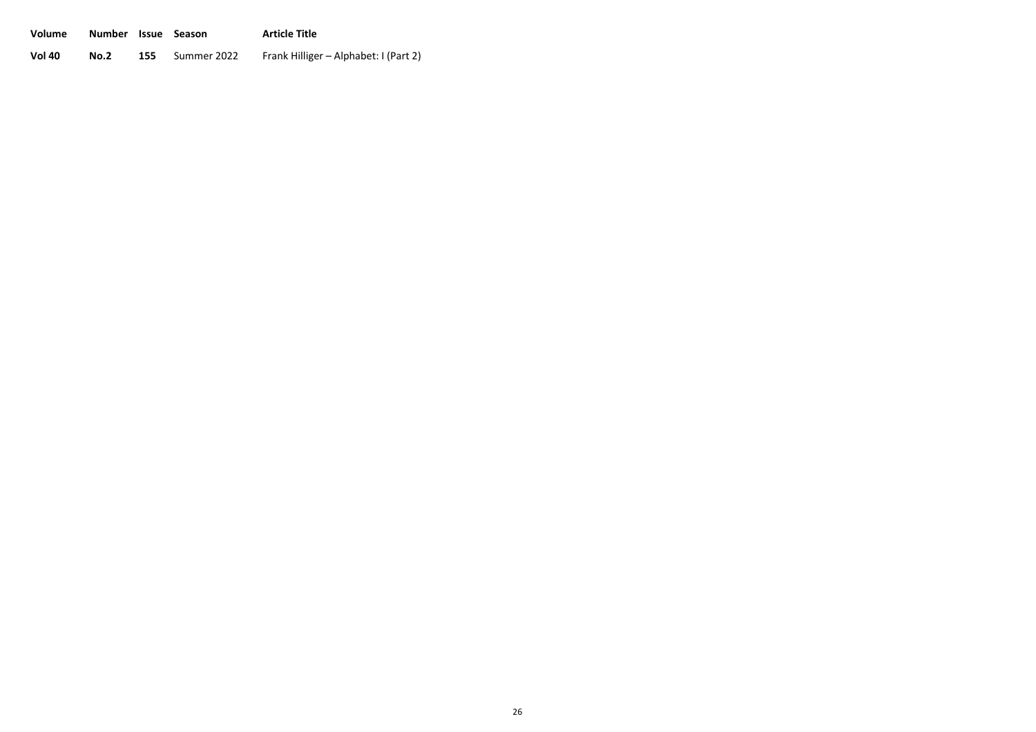| Volume | Number | Issue | Season | Article Title |
|---|---|---|---|---|
| **Vol 40** | **No.2** | **155** | Summer 2022 | Frank Hilliger – Alphabet: I (Part 2) |